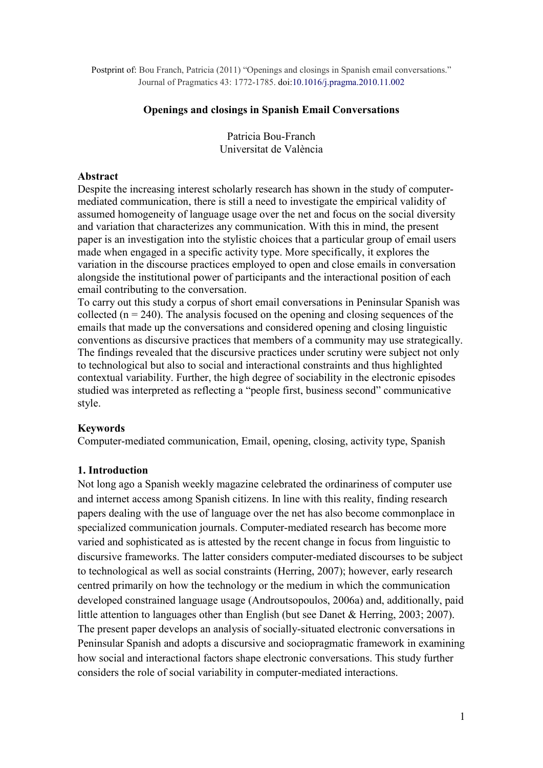Postprint of: Bou Franch, Patricia (2011) "Openings and closings in Spanish email conversations." Journal of Pragmatics 43: 1772-1785. doi:10.1016/j.pragma.2010.11.002

# Openings and closings in Spanish Email Conversations

Patricia Bou-Franch
Universitat de València

## Abstract

Despite the increasing interest scholarly research has shown in the study of computer-mediated communication, there is still a need to investigate the empirical validity of assumed homogeneity of language usage over the net and focus on the social diversity and variation that characterizes any communication. With this in mind, the present paper is an investigation into the stylistic choices that a particular group of email users made when engaged in a specific activity type. More specifically, it explores the variation in the discourse practices employed to open and close emails in conversation alongside the institutional power of participants and the interactional position of each email contributing to the conversation.

To carry out this study a corpus of short email conversations in Peninsular Spanish was collected (n = 240). The analysis focused on the opening and closing sequences of the emails that made up the conversations and considered opening and closing linguistic conventions as discursive practices that members of a community may use strategically. The findings revealed that the discursive practices under scrutiny were subject not only to technological but also to social and interactional constraints and thus highlighted contextual variability. Further, the high degree of sociability in the electronic episodes studied was interpreted as reflecting a "people first, business second" communicative style.

## Keywords

Computer-mediated communication, Email, opening, closing, activity type, Spanish

## 1. Introduction

Not long ago a Spanish weekly magazine celebrated the ordinariness of computer use and internet access among Spanish citizens. In line with this reality, finding research papers dealing with the use of language over the net has also become commonplace in specialized communication journals. Computer-mediated research has become more varied and sophisticated as is attested by the recent change in focus from linguistic to discursive frameworks. The latter considers computer-mediated discourses to be subject to technological as well as social constraints (Herring, 2007); however, early research centred primarily on how the technology or the medium in which the communication developed constrained language usage (Androutsopoulos, 2006a) and, additionally, paid little attention to languages other than English (but see Danet & Herring, 2003; 2007). The present paper develops an analysis of socially-situated electronic conversations in Peninsular Spanish and adopts a discursive and sociopragmatic framework in examining how social and interactional factors shape electronic conversations. This study further considers the role of social variability in computer-mediated interactions.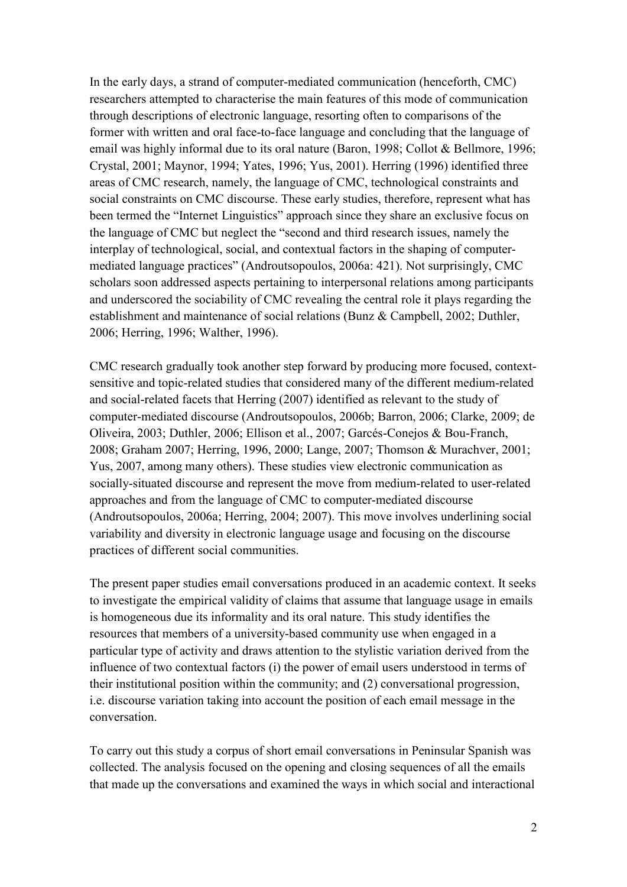In the early days, a strand of computer-mediated communication (henceforth, CMC) researchers attempted to characterise the main features of this mode of communication through descriptions of electronic language, resorting often to comparisons of the former with written and oral face-to-face language and concluding that the language of email was highly informal due to its oral nature (Baron, 1998; Collot & Bellmore, 1996; Crystal, 2001; Maynor, 1994; Yates, 1996; Yus, 2001). Herring (1996) identified three areas of CMC research, namely, the language of CMC, technological constraints and social constraints on CMC discourse. These early studies, therefore, represent what has been termed the "Internet Linguistics" approach since they share an exclusive focus on the language of CMC but neglect the "second and third research issues, namely the interplay of technological, social, and contextual factors in the shaping of computer-mediated language practices" (Androutsopoulos, 2006a: 421). Not surprisingly, CMC scholars soon addressed aspects pertaining to interpersonal relations among participants and underscored the sociability of CMC revealing the central role it plays regarding the establishment and maintenance of social relations (Bunz & Campbell, 2002; Duthler, 2006; Herring, 1996; Walther, 1996).

CMC research gradually took another step forward by producing more focused, context-sensitive and topic-related studies that considered many of the different medium-related and social-related facets that Herring (2007) identified as relevant to the study of computer-mediated discourse (Androutsopoulos, 2006b; Barron, 2006; Clarke, 2009; de Oliveira, 2003; Duthler, 2006; Ellison et al., 2007; Garcés-Conejos & Bou-Franch, 2008; Graham 2007; Herring, 1996, 2000; Lange, 2007; Thomson & Murachver, 2001; Yus, 2007, among many others). These studies view electronic communication as socially-situated discourse and represent the move from medium-related to user-related approaches and from the language of CMC to computer-mediated discourse (Androutsopoulos, 2006a; Herring, 2004; 2007). This move involves underlining social variability and diversity in electronic language usage and focusing on the discourse practices of different social communities.

The present paper studies email conversations produced in an academic context. It seeks to investigate the empirical validity of claims that assume that language usage in emails is homogeneous due its informality and its oral nature. This study identifies the resources that members of a university-based community use when engaged in a particular type of activity and draws attention to the stylistic variation derived from the influence of two contextual factors (i) the power of email users understood in terms of their institutional position within the community; and (2) conversational progression, i.e. discourse variation taking into account the position of each email message in the conversation.

To carry out this study a corpus of short email conversations in Peninsular Spanish was collected. The analysis focused on the opening and closing sequences of all the emails that made up the conversations and examined the ways in which social and interactional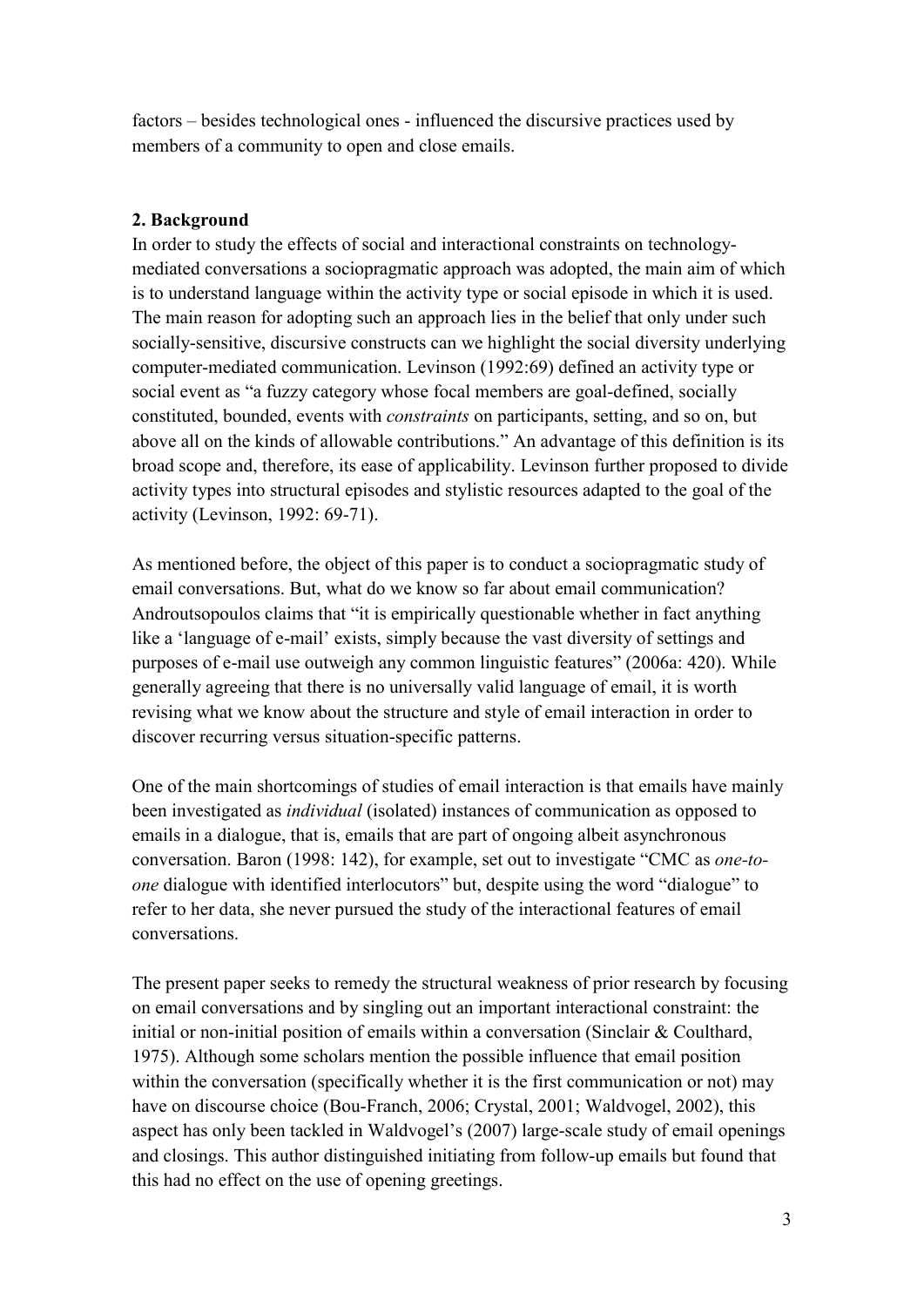factors – besides technological ones - influenced the discursive practices used by members of a community to open and close emails.

## 2. Background

In order to study the effects of social and interactional constraints on technology-mediated conversations a sociopragmatic approach was adopted, the main aim of which is to understand language within the activity type or social episode in which it is used. The main reason for adopting such an approach lies in the belief that only under such socially-sensitive, discursive constructs can we highlight the social diversity underlying computer-mediated communication. Levinson (1992:69) defined an activity type or social event as "a fuzzy category whose focal members are goal-defined, socially constituted, bounded, events with *constraints* on participants, setting, and so on, but above all on the kinds of allowable contributions." An advantage of this definition is its broad scope and, therefore, its ease of applicability. Levinson further proposed to divide activity types into structural episodes and stylistic resources adapted to the goal of the activity (Levinson, 1992: 69-71).

As mentioned before, the object of this paper is to conduct a sociopragmatic study of email conversations. But, what do we know so far about email communication? Androutsopoulos claims that "it is empirically questionable whether in fact anything like a 'language of e-mail' exists, simply because the vast diversity of settings and purposes of e-mail use outweigh any common linguistic features" (2006a: 420). While generally agreeing that there is no universally valid language of email, it is worth revising what we know about the structure and style of email interaction in order to discover recurring versus situation-specific patterns.

One of the main shortcomings of studies of email interaction is that emails have mainly been investigated as *individual* (isolated) instances of communication as opposed to emails in a dialogue, that is, emails that are part of ongoing albeit asynchronous conversation. Baron (1998: 142), for example, set out to investigate "CMC as *one-to-one* dialogue with identified interlocutors" but, despite using the word "dialogue" to refer to her data, she never pursued the study of the interactional features of email conversations.

The present paper seeks to remedy the structural weakness of prior research by focusing on email conversations and by singling out an important interactional constraint: the initial or non-initial position of emails within a conversation (Sinclair & Coulthard, 1975). Although some scholars mention the possible influence that email position within the conversation (specifically whether it is the first communication or not) may have on discourse choice (Bou-Franch, 2006; Crystal, 2001; Waldvogel, 2002), this aspect has only been tackled in Waldvogel's (2007) large-scale study of email openings and closings. This author distinguished initiating from follow-up emails but found that this had no effect on the use of opening greetings.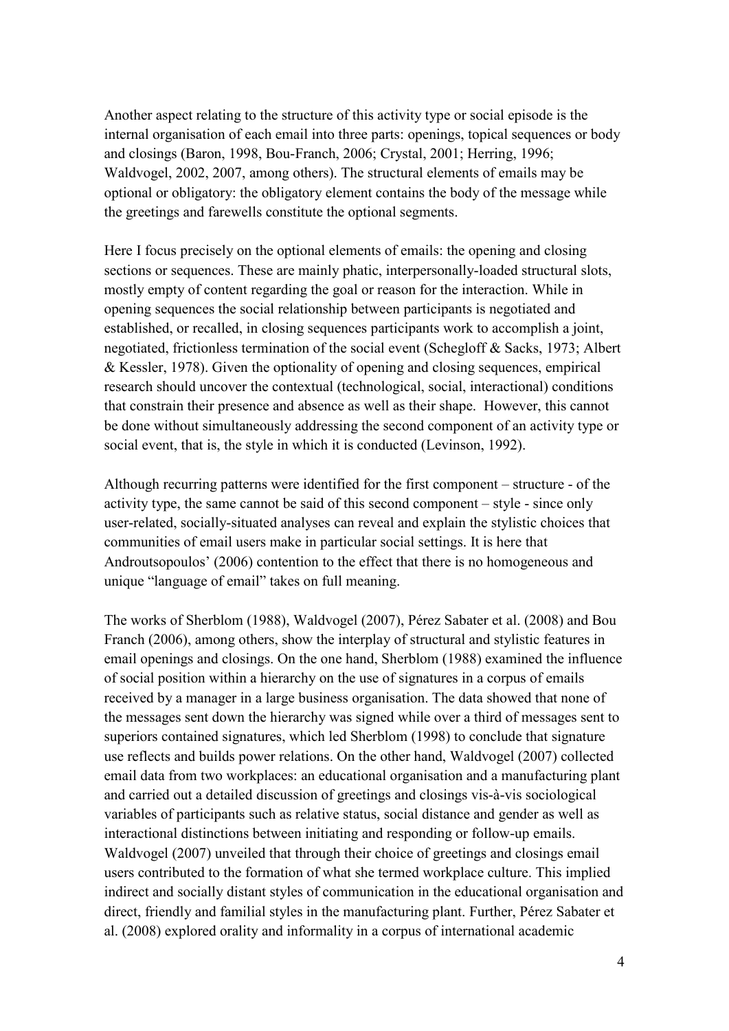Another aspect relating to the structure of this activity type or social episode is the internal organisation of each email into three parts: openings, topical sequences or body and closings (Baron, 1998, Bou-Franch, 2006; Crystal, 2001; Herring, 1996; Waldvogel, 2002, 2007, among others). The structural elements of emails may be optional or obligatory: the obligatory element contains the body of the message while the greetings and farewells constitute the optional segments.

Here I focus precisely on the optional elements of emails: the opening and closing sections or sequences. These are mainly phatic, interpersonally-loaded structural slots, mostly empty of content regarding the goal or reason for the interaction. While in opening sequences the social relationship between participants is negotiated and established, or recalled, in closing sequences participants work to accomplish a joint, negotiated, frictionless termination of the social event (Schegloff & Sacks, 1973; Albert & Kessler, 1978). Given the optionality of opening and closing sequences, empirical research should uncover the contextual (technological, social, interactional) conditions that constrain their presence and absence as well as their shape. However, this cannot be done without simultaneously addressing the second component of an activity type or social event, that is, the style in which it is conducted (Levinson, 1992).

Although recurring patterns were identified for the first component – structure - of the activity type, the same cannot be said of this second component – style - since only user-related, socially-situated analyses can reveal and explain the stylistic choices that communities of email users make in particular social settings. It is here that Androutsopoulos' (2006) contention to the effect that there is no homogeneous and unique "language of email" takes on full meaning.

The works of Sherblom (1988), Waldvogel (2007), Pérez Sabater et al. (2008) and Bou Franch (2006), among others, show the interplay of structural and stylistic features in email openings and closings. On the one hand, Sherblom (1988) examined the influence of social position within a hierarchy on the use of signatures in a corpus of emails received by a manager in a large business organisation. The data showed that none of the messages sent down the hierarchy was signed while over a third of messages sent to superiors contained signatures, which led Sherblom (1998) to conclude that signature use reflects and builds power relations. On the other hand, Waldvogel (2007) collected email data from two workplaces: an educational organisation and a manufacturing plant and carried out a detailed discussion of greetings and closings vis-à-vis sociological variables of participants such as relative status, social distance and gender as well as interactional distinctions between initiating and responding or follow-up emails. Waldvogel (2007) unveiled that through their choice of greetings and closings email users contributed to the formation of what she termed workplace culture. This implied indirect and socially distant styles of communication in the educational organisation and direct, friendly and familial styles in the manufacturing plant. Further, Pérez Sabater et al. (2008) explored orality and informality in a corpus of international academic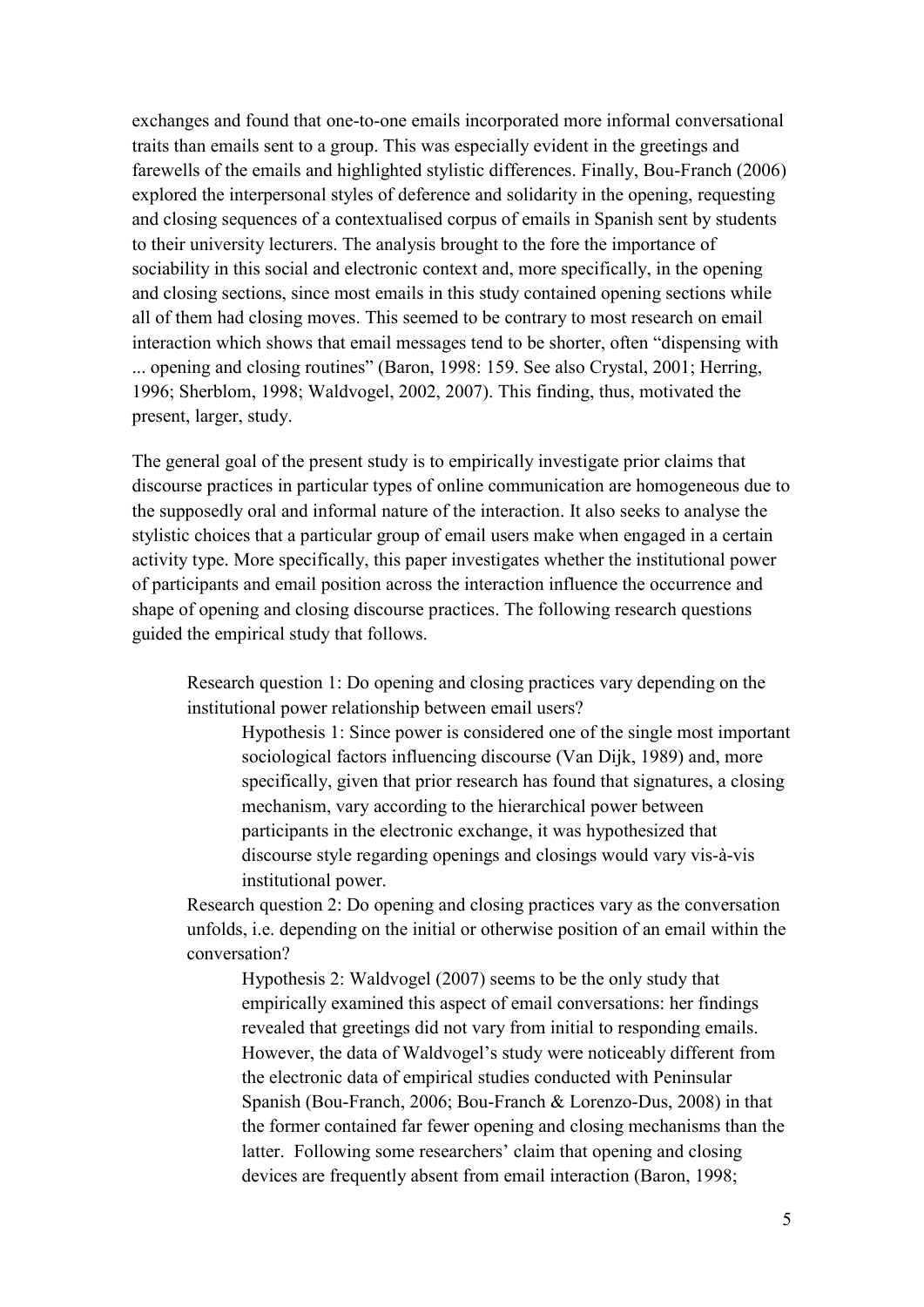exchanges and found that one-to-one emails incorporated more informal conversational traits than emails sent to a group. This was especially evident in the greetings and farewells of the emails and highlighted stylistic differences. Finally, Bou-Franch (2006) explored the interpersonal styles of deference and solidarity in the opening, requesting and closing sequences of a contextualised corpus of emails in Spanish sent by students to their university lecturers. The analysis brought to the fore the importance of sociability in this social and electronic context and, more specifically, in the opening and closing sections, since most emails in this study contained opening sections while all of them had closing moves. This seemed to be contrary to most research on email interaction which shows that email messages tend to be shorter, often "dispensing with ... opening and closing routines" (Baron, 1998: 159. See also Crystal, 2001; Herring, 1996; Sherblom, 1998; Waldvogel, 2002, 2007). This finding, thus, motivated the present, larger, study.

The general goal of the present study is to empirically investigate prior claims that discourse practices in particular types of online communication are homogeneous due to the supposedly oral and informal nature of the interaction. It also seeks to analyse the stylistic choices that a particular group of email users make when engaged in a certain activity type. More specifically, this paper investigates whether the institutional power of participants and email position across the interaction influence the occurrence and shape of opening and closing discourse practices. The following research questions guided the empirical study that follows.

> Research question 1: Do opening and closing practices vary depending on the institutional power relationship between email users?
>
> > Hypothesis 1: Since power is considered one of the single most important sociological factors influencing discourse (Van Dijk, 1989) and, more specifically, given that prior research has found that signatures, a closing mechanism, vary according to the hierarchical power between participants in the electronic exchange, it was hypothesized that discourse style regarding openings and closings would vary vis-à-vis institutional power.
>
> Research question 2: Do opening and closing practices vary as the conversation unfolds, i.e. depending on the initial or otherwise position of an email within the conversation?
>
> > Hypothesis 2: Waldvogel (2007) seems to be the only study that empirically examined this aspect of email conversations: her findings revealed that greetings did not vary from initial to responding emails. However, the data of Waldvogel's study were noticeably different from the electronic data of empirical studies conducted with Peninsular Spanish (Bou-Franch, 2006; Bou-Franch & Lorenzo-Dus, 2008) in that the former contained far fewer opening and closing mechanisms than the latter. Following some researchers' claim that opening and closing devices are frequently absent from email interaction (Baron, 1998;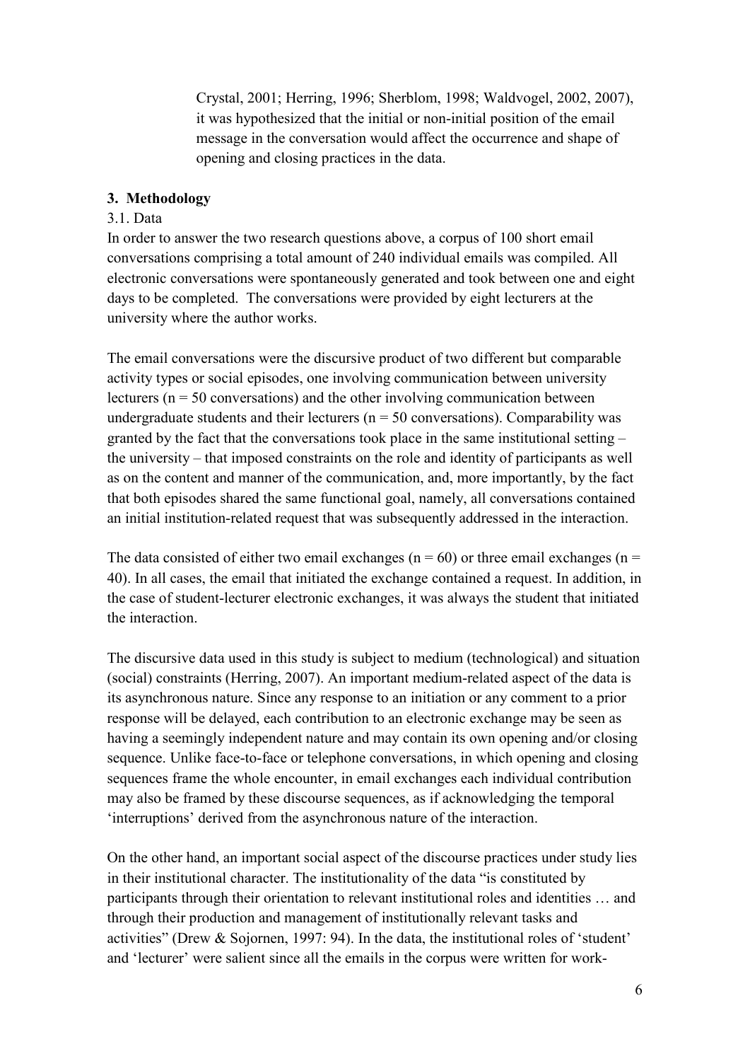Crystal, 2001; Herring, 1996; Sherblom, 1998; Waldvogel, 2002, 2007), it was hypothesized that the initial or non-initial position of the email message in the conversation would affect the occurrence and shape of opening and closing practices in the data.

## 3. Methodology

### 3.1. Data

In order to answer the two research questions above, a corpus of 100 short email conversations comprising a total amount of 240 individual emails was compiled. All electronic conversations were spontaneously generated and took between one and eight days to be completed. The conversations were provided by eight lecturers at the university where the author works.

The email conversations were the discursive product of two different but comparable activity types or social episodes, one involving communication between university lecturers ($n = 50$ conversations) and the other involving communication between undergraduate students and their lecturers ($n = 50$ conversations). Comparability was granted by the fact that the conversations took place in the same institutional setting – the university – that imposed constraints on the role and identity of participants as well as on the content and manner of the communication, and, more importantly, by the fact that both episodes shared the same functional goal, namely, all conversations contained an initial institution-related request that was subsequently addressed in the interaction.

The data consisted of either two email exchanges ($n = 60$) or three email exchanges ($n = 40$). In all cases, the email that initiated the exchange contained a request. In addition, in the case of student-lecturer electronic exchanges, it was always the student that initiated the interaction.

The discursive data used in this study is subject to medium (technological) and situation (social) constraints (Herring, 2007). An important medium-related aspect of the data is its asynchronous nature. Since any response to an initiation or any comment to a prior response will be delayed, each contribution to an electronic exchange may be seen as having a seemingly independent nature and may contain its own opening and/or closing sequence. Unlike face-to-face or telephone conversations, in which opening and closing sequences frame the whole encounter, in email exchanges each individual contribution may also be framed by these discourse sequences, as if acknowledging the temporal 'interruptions' derived from the asynchronous nature of the interaction.

On the other hand, an important social aspect of the discourse practices under study lies in their institutional character. The institutionality of the data "is constituted by participants through their orientation to relevant institutional roles and identities … and through their production and management of institutionally relevant tasks and activities" (Drew & Sojornen, 1997: 94). In the data, the institutional roles of 'student' and 'lecturer' were salient since all the emails in the corpus were written for work-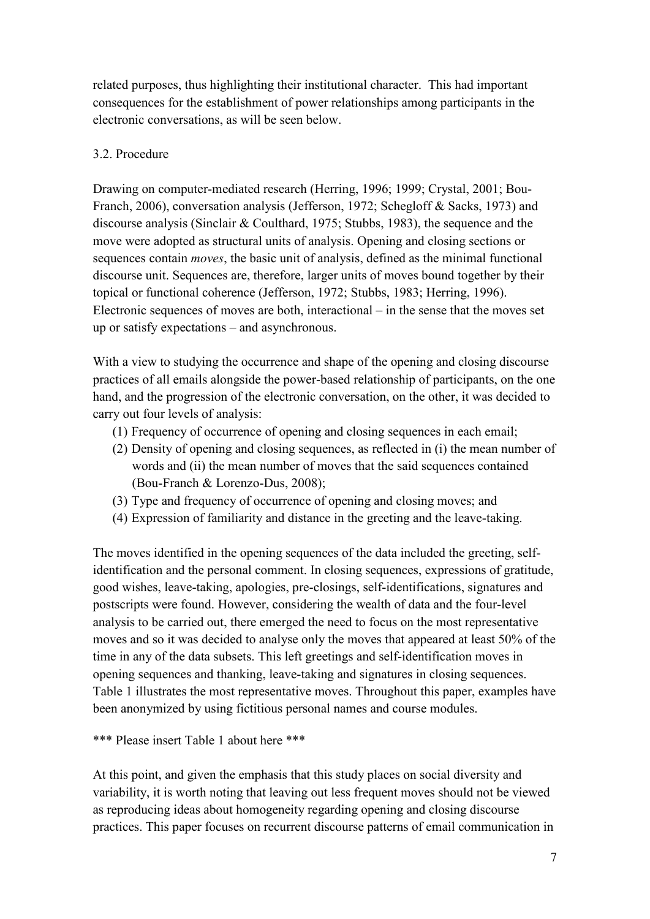related purposes, thus highlighting their institutional character. This had important consequences for the establishment of power relationships among participants in the electronic conversations, as will be seen below.

### 3.2. Procedure

Drawing on computer-mediated research (Herring, 1996; 1999; Crystal, 2001; Bou-Franch, 2006), conversation analysis (Jefferson, 1972; Schegloff & Sacks, 1973) and discourse analysis (Sinclair & Coulthard, 1975; Stubbs, 1983), the sequence and the move were adopted as structural units of analysis. Opening and closing sections or sequences contain *moves*, the basic unit of analysis, defined as the minimal functional discourse unit. Sequences are, therefore, larger units of moves bound together by their topical or functional coherence (Jefferson, 1972; Stubbs, 1983; Herring, 1996). Electronic sequences of moves are both, interactional – in the sense that the moves set up or satisfy expectations – and asynchronous.

With a view to studying the occurrence and shape of the opening and closing discourse practices of all emails alongside the power-based relationship of participants, on the one hand, and the progression of the electronic conversation, on the other, it was decided to carry out four levels of analysis:

(1) Frequency of occurrence of opening and closing sequences in each email;
(2) Density of opening and closing sequences, as reflected in (i) the mean number of words and (ii) the mean number of moves that the said sequences contained (Bou-Franch & Lorenzo-Dus, 2008);
(3) Type and frequency of occurrence of opening and closing moves; and
(4) Expression of familiarity and distance in the greeting and the leave-taking.

The moves identified in the opening sequences of the data included the greeting, self-identification and the personal comment. In closing sequences, expressions of gratitude, good wishes, leave-taking, apologies, pre-closings, self-identifications, signatures and postscripts were found. However, considering the wealth of data and the four-level analysis to be carried out, there emerged the need to focus on the most representative moves and so it was decided to analyse only the moves that appeared at least 50% of the time in any of the data subsets. This left greetings and self-identification moves in opening sequences and thanking, leave-taking and signatures in closing sequences. Table 1 illustrates the most representative moves. Throughout this paper, examples have been anonymized by using fictitious personal names and course modules.

*** Please insert Table 1 about here ***

At this point, and given the emphasis that this study places on social diversity and variability, it is worth noting that leaving out less frequent moves should not be viewed as reproducing ideas about homogeneity regarding opening and closing discourse practices. This paper focuses on recurrent discourse patterns of email communication in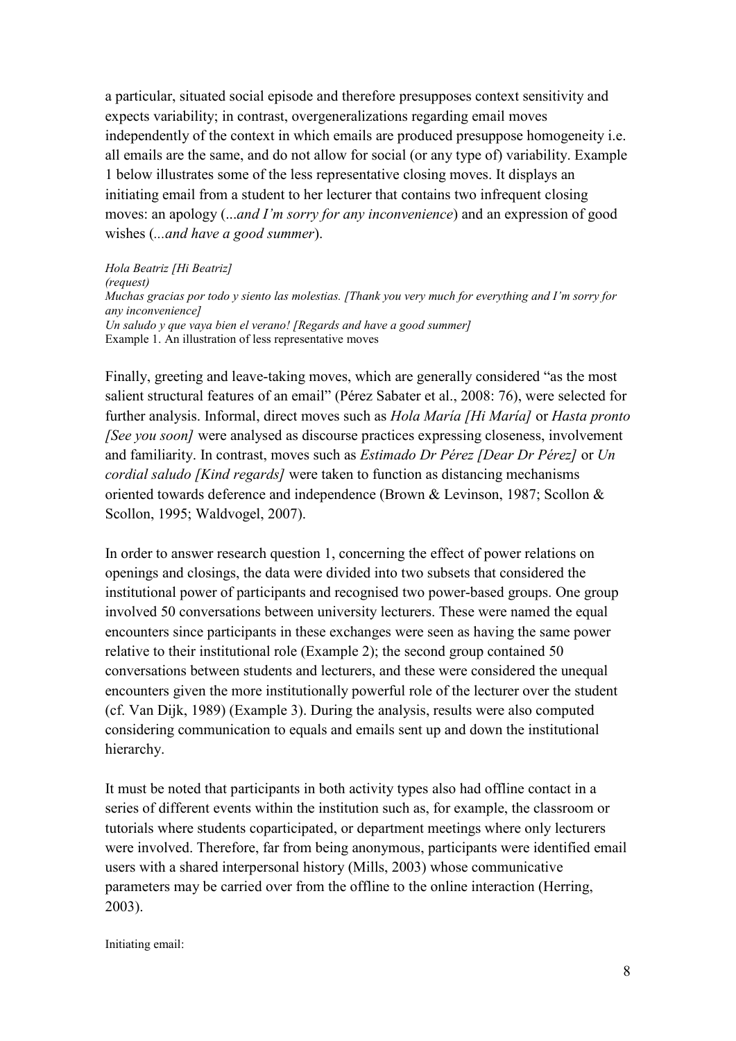a particular, situated social episode and therefore presupposes context sensitivity and expects variability; in contrast, overgeneralizations regarding email moves independently of the context in which emails are produced presuppose homogeneity i.e. all emails are the same, and do not allow for social (or any type of) variability. Example 1 below illustrates some of the less representative closing moves. It displays an initiating email from a student to her lecturer that contains two infrequent closing moves: an apology (*...and I'm sorry for any inconvenience*) and an expression of good wishes (*...and have a good summer*).

*Hola Beatriz [Hi Beatriz]*
*(request)*
*Muchas gracias por todo y siento las molestias. [Thank you very much for everything and I'm sorry for any inconvenience]*
*Un saludo y que vaya bien el verano! [Regards and have a good summer]*
Example 1. An illustration of less representative moves

Finally, greeting and leave-taking moves, which are generally considered "as the most salient structural features of an email" (Pérez Sabater et al., 2008: 76), were selected for further analysis. Informal, direct moves such as *Hola María [Hi María]* or *Hasta pronto [See you soon]* were analysed as discourse practices expressing closeness, involvement and familiarity. In contrast, moves such as *Estimado Dr Pérez [Dear Dr Pérez]* or *Un cordial saludo [Kind regards]* were taken to function as distancing mechanisms oriented towards deference and independence (Brown & Levinson, 1987; Scollon & Scollon, 1995; Waldvogel, 2007).

In order to answer research question 1, concerning the effect of power relations on openings and closings, the data were divided into two subsets that considered the institutional power of participants and recognised two power-based groups. One group involved 50 conversations between university lecturers. These were named the equal encounters since participants in these exchanges were seen as having the same power relative to their institutional role (Example 2); the second group contained 50 conversations between students and lecturers, and these were considered the unequal encounters given the more institutionally powerful role of the lecturer over the student (cf. Van Dijk, 1989) (Example 3). During the analysis, results were also computed considering communication to equals and emails sent up and down the institutional hierarchy.

It must be noted that participants in both activity types also had offline contact in a series of different events within the institution such as, for example, the classroom or tutorials where students coparticipated, or department meetings where only lecturers were involved. Therefore, far from being anonymous, participants were identified email users with a shared interpersonal history (Mills, 2003) whose communicative parameters may be carried over from the offline to the online interaction (Herring, 2003).

Initiating email: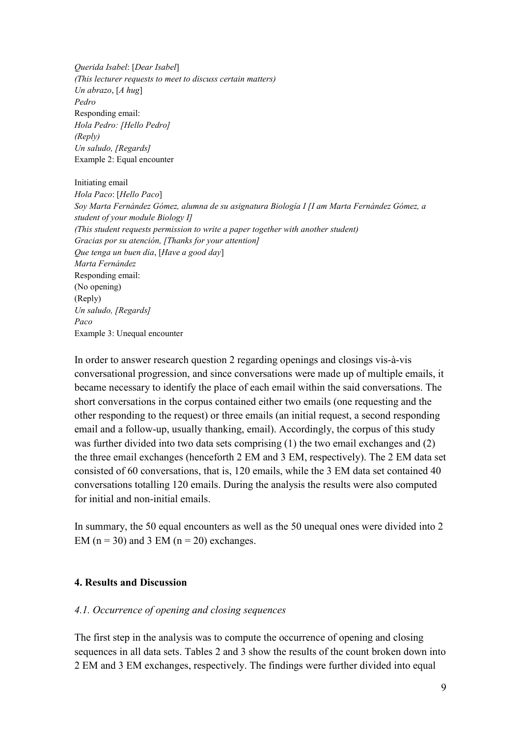*Querida Isabel*: [*Dear Isabel*]
*(This lecturer requests to meet to discuss certain matters)*
*Un abrazo*, [*A hug*]
*Pedro*
Responding email:
*Hola Pedro: [Hello Pedro]*
*(Reply)*
*Un saludo, [Regards]*
Example 2: Equal encounter

Initiating email
*Hola Paco*: [*Hello Paco*]
*Soy Marta Fernández Gómez, alumna de su asignatura Biología I [I am Marta Fernández Gómez, a student of your module Biology I]*
*(This student requests permission to write a paper together with another student)*
*Gracias por su atención, [Thanks for your attention]*
*Que tenga un buen día*, [*Have a good day*]
*Marta Fernández*
Responding email:
(No opening)
(Reply)
*Un saludo, [Regards]*
*Paco*
Example 3: Unequal encounter

In order to answer research question 2 regarding openings and closings vis-à-vis conversational progression, and since conversations were made up of multiple emails, it became necessary to identify the place of each email within the said conversations. The short conversations in the corpus contained either two emails (one requesting and the other responding to the request) or three emails (an initial request, a second responding email and a follow-up, usually thanking, email). Accordingly, the corpus of this study was further divided into two data sets comprising (1) the two email exchanges and (2) the three email exchanges (henceforth 2 EM and 3 EM, respectively). The 2 EM data set consisted of 60 conversations, that is, 120 emails, while the 3 EM data set contained 40 conversations totalling 120 emails. During the analysis the results were also computed for initial and non-initial emails.

In summary, the 50 equal encounters as well as the 50 unequal ones were divided into 2 EM ($n = 30$) and 3 EM ($n = 20$) exchanges.

## 4. Results and Discussion

### *4.1. Occurrence of opening and closing sequences*

The first step in the analysis was to compute the occurrence of opening and closing sequences in all data sets. Tables 2 and 3 show the results of the count broken down into 2 EM and 3 EM exchanges, respectively. The findings were further divided into equal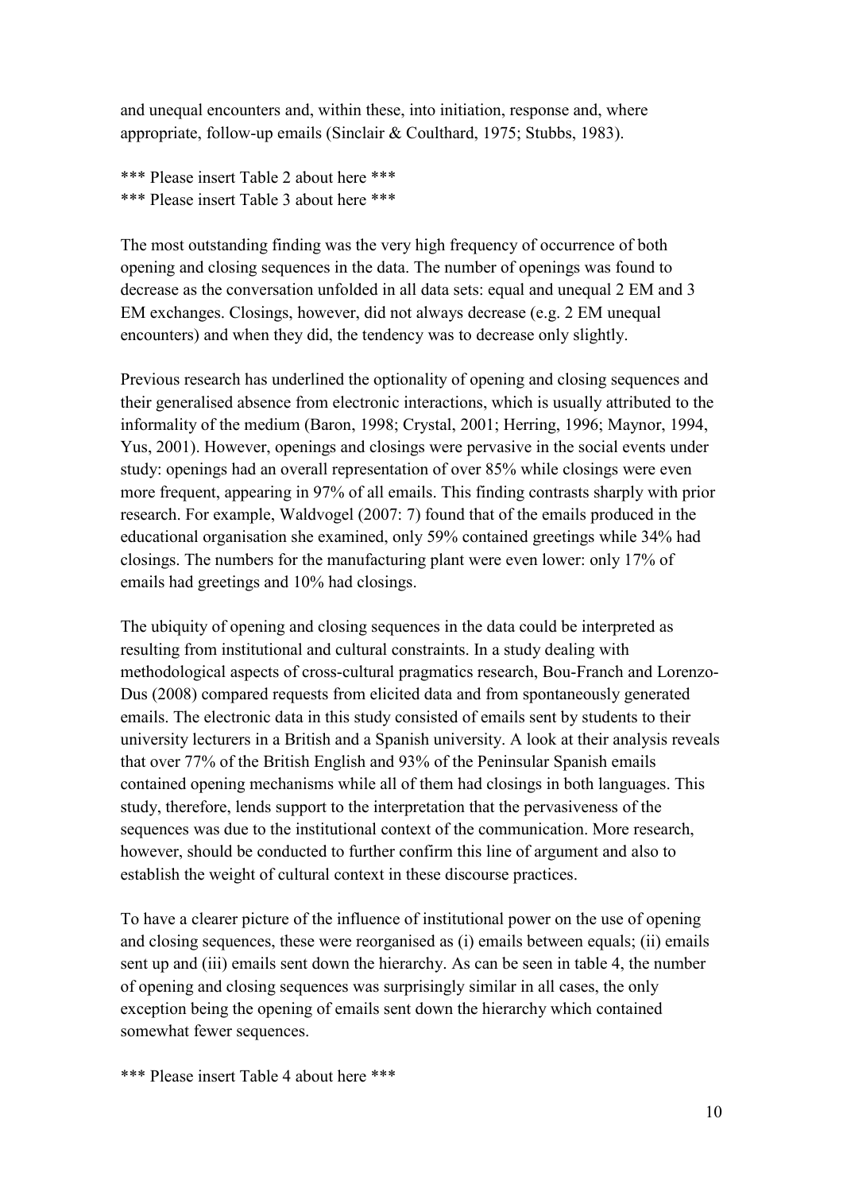and unequal encounters and, within these, into initiation, response and, where appropriate, follow-up emails (Sinclair & Coulthard, 1975; Stubbs, 1983).

*** Please insert Table 2 about here ***
*** Please insert Table 3 about here ***

The most outstanding finding was the very high frequency of occurrence of both opening and closing sequences in the data. The number of openings was found to decrease as the conversation unfolded in all data sets: equal and unequal 2 EM and 3 EM exchanges. Closings, however, did not always decrease (e.g. 2 EM unequal encounters) and when they did, the tendency was to decrease only slightly.

Previous research has underlined the optionality of opening and closing sequences and their generalised absence from electronic interactions, which is usually attributed to the informality of the medium (Baron, 1998; Crystal, 2001; Herring, 1996; Maynor, 1994, Yus, 2001). However, openings and closings were pervasive in the social events under study: openings had an overall representation of over 85% while closings were even more frequent, appearing in 97% of all emails. This finding contrasts sharply with prior research. For example, Waldvogel (2007: 7) found that of the emails produced in the educational organisation she examined, only 59% contained greetings while 34% had closings. The numbers for the manufacturing plant were even lower: only 17% of emails had greetings and 10% had closings.

The ubiquity of opening and closing sequences in the data could be interpreted as resulting from institutional and cultural constraints. In a study dealing with methodological aspects of cross-cultural pragmatics research, Bou-Franch and Lorenzo-Dus (2008) compared requests from elicited data and from spontaneously generated emails. The electronic data in this study consisted of emails sent by students to their university lecturers in a British and a Spanish university. A look at their analysis reveals that over 77% of the British English and 93% of the Peninsular Spanish emails contained opening mechanisms while all of them had closings in both languages. This study, therefore, lends support to the interpretation that the pervasiveness of the sequences was due to the institutional context of the communication. More research, however, should be conducted to further confirm this line of argument and also to establish the weight of cultural context in these discourse practices.

To have a clearer picture of the influence of institutional power on the use of opening and closing sequences, these were reorganised as (i) emails between equals; (ii) emails sent up and (iii) emails sent down the hierarchy. As can be seen in table 4, the number of opening and closing sequences was surprisingly similar in all cases, the only exception being the opening of emails sent down the hierarchy which contained somewhat fewer sequences.

*** Please insert Table 4 about here ***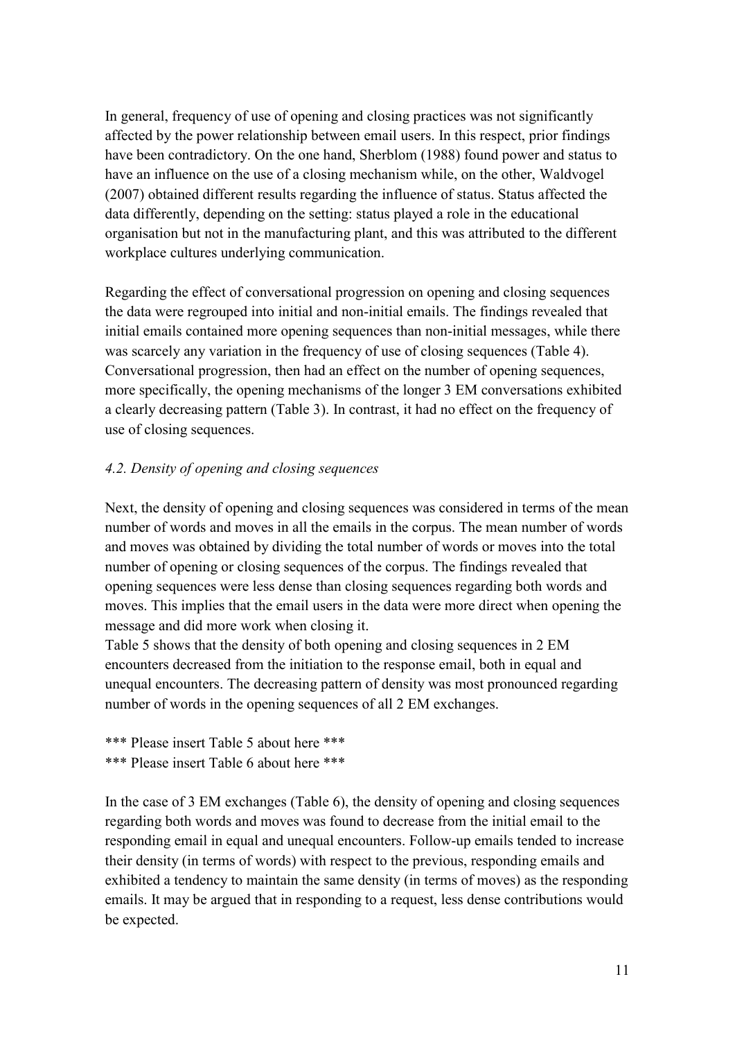In general, frequency of use of opening and closing practices was not significantly affected by the power relationship between email users. In this respect, prior findings have been contradictory. On the one hand, Sherblom (1988) found power and status to have an influence on the use of a closing mechanism while, on the other, Waldvogel (2007) obtained different results regarding the influence of status. Status affected the data differently, depending on the setting: status played a role in the educational organisation but not in the manufacturing plant, and this was attributed to the different workplace cultures underlying communication.

Regarding the effect of conversational progression on opening and closing sequences the data were regrouped into initial and non-initial emails. The findings revealed that initial emails contained more opening sequences than non-initial messages, while there was scarcely any variation in the frequency of use of closing sequences (Table 4). Conversational progression, then had an effect on the number of opening sequences, more specifically, the opening mechanisms of the longer 3 EM conversations exhibited a clearly decreasing pattern (Table 3). In contrast, it had no effect on the frequency of use of closing sequences.

### *4.2. Density of opening and closing sequences*

Next, the density of opening and closing sequences was considered in terms of the mean number of words and moves in all the emails in the corpus. The mean number of words and moves was obtained by dividing the total number of words or moves into the total number of opening or closing sequences of the corpus. The findings revealed that opening sequences were less dense than closing sequences regarding both words and moves. This implies that the email users in the data were more direct when opening the message and did more work when closing it.
Table 5 shows that the density of both opening and closing sequences in 2 EM encounters decreased from the initiation to the response email, both in equal and unequal encounters. The decreasing pattern of density was most pronounced regarding number of words in the opening sequences of all 2 EM exchanges.

*** Please insert Table 5 about here ***
*** Please insert Table 6 about here ***

In the case of 3 EM exchanges (Table 6), the density of opening and closing sequences regarding both words and moves was found to decrease from the initial email to the responding email in equal and unequal encounters. Follow-up emails tended to increase their density (in terms of words) with respect to the previous, responding emails and exhibited a tendency to maintain the same density (in terms of moves) as the responding emails. It may be argued that in responding to a request, less dense contributions would be expected.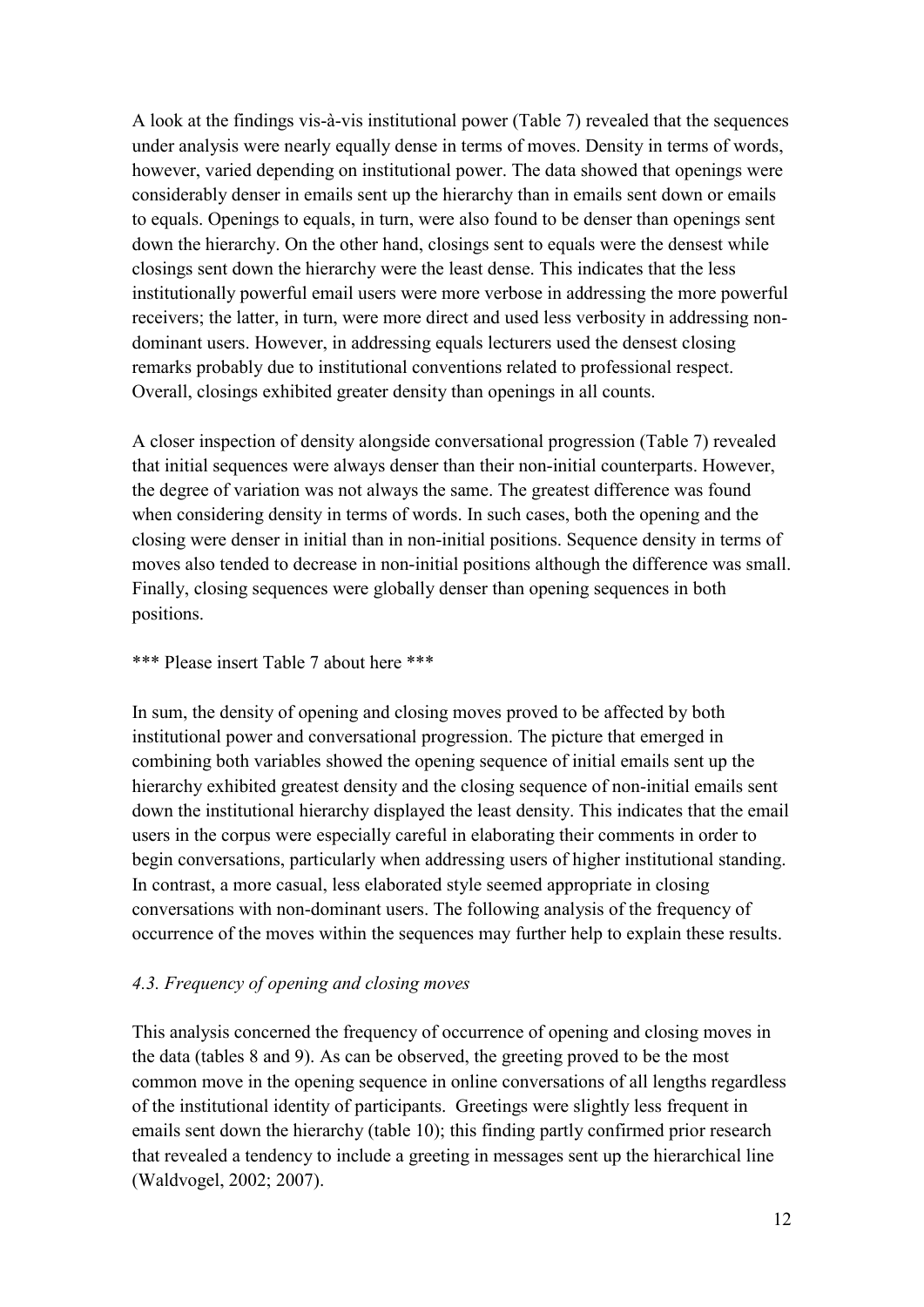A look at the findings vis-à-vis institutional power (Table 7) revealed that the sequences under analysis were nearly equally dense in terms of moves. Density in terms of words, however, varied depending on institutional power. The data showed that openings were considerably denser in emails sent up the hierarchy than in emails sent down or emails to equals. Openings to equals, in turn, were also found to be denser than openings sent down the hierarchy. On the other hand, closings sent to equals were the densest while closings sent down the hierarchy were the least dense. This indicates that the less institutionally powerful email users were more verbose in addressing the more powerful receivers; the latter, in turn, were more direct and used less verbosity in addressing non-dominant users. However, in addressing equals lecturers used the densest closing remarks probably due to institutional conventions related to professional respect. Overall, closings exhibited greater density than openings in all counts.

A closer inspection of density alongside conversational progression (Table 7) revealed that initial sequences were always denser than their non-initial counterparts. However, the degree of variation was not always the same. The greatest difference was found when considering density in terms of words. In such cases, both the opening and the closing were denser in initial than in non-initial positions. Sequence density in terms of moves also tended to decrease in non-initial positions although the difference was small. Finally, closing sequences were globally denser than opening sequences in both positions.

*** Please insert Table 7 about here ***

In sum, the density of opening and closing moves proved to be affected by both institutional power and conversational progression. The picture that emerged in combining both variables showed the opening sequence of initial emails sent up the hierarchy exhibited greatest density and the closing sequence of non-initial emails sent down the institutional hierarchy displayed the least density. This indicates that the email users in the corpus were especially careful in elaborating their comments in order to begin conversations, particularly when addressing users of higher institutional standing. In contrast, a more casual, less elaborated style seemed appropriate in closing conversations with non-dominant users. The following analysis of the frequency of occurrence of the moves within the sequences may further help to explain these results.

### *4.3. Frequency of opening and closing moves*

This analysis concerned the frequency of occurrence of opening and closing moves in the data (tables 8 and 9). As can be observed, the greeting proved to be the most common move in the opening sequence in online conversations of all lengths regardless of the institutional identity of participants. Greetings were slightly less frequent in emails sent down the hierarchy (table 10); this finding partly confirmed prior research that revealed a tendency to include a greeting in messages sent up the hierarchical line (Waldvogel, 2002; 2007).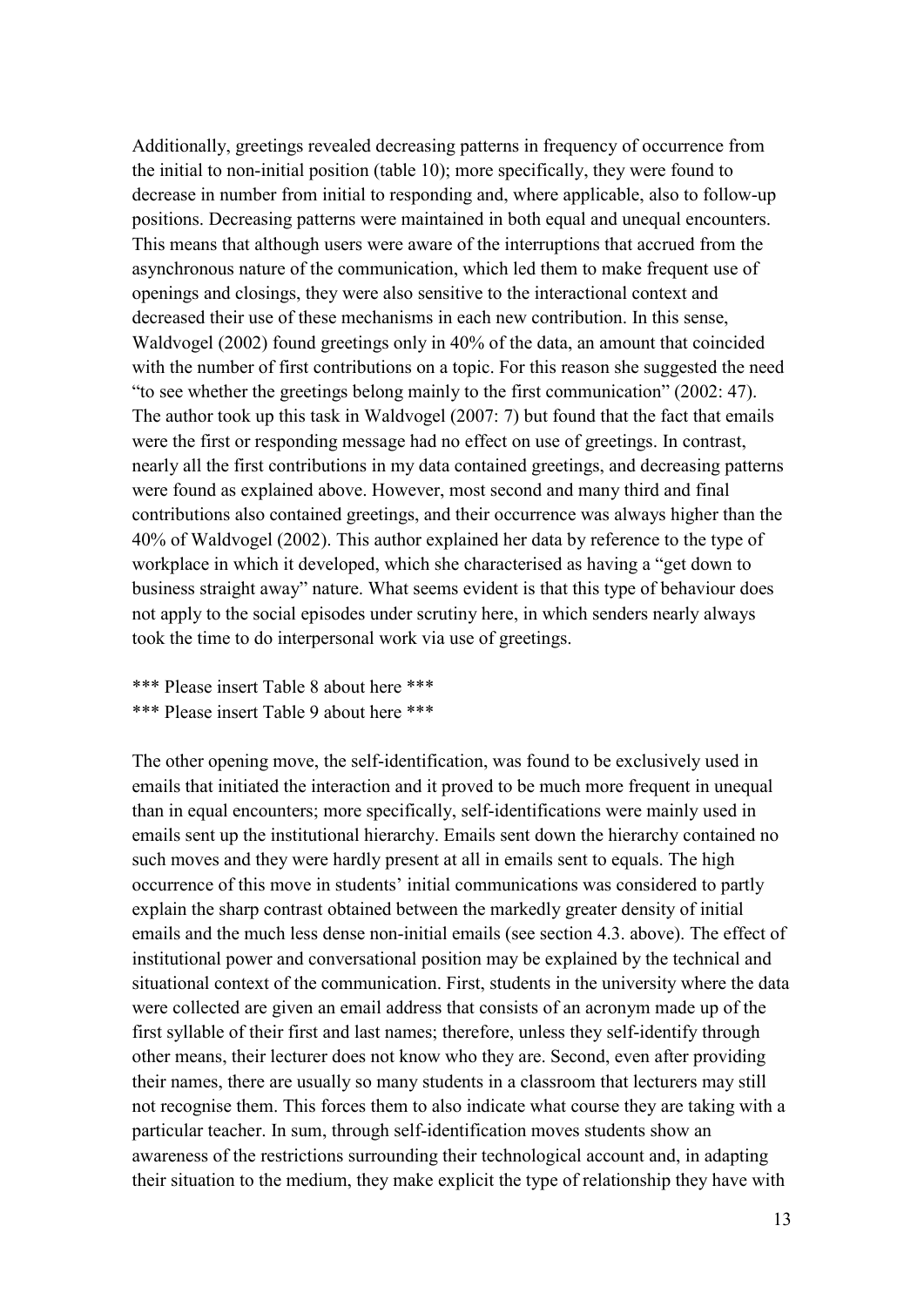Additionally, greetings revealed decreasing patterns in frequency of occurrence from the initial to non-initial position (table 10); more specifically, they were found to decrease in number from initial to responding and, where applicable, also to follow-up positions. Decreasing patterns were maintained in both equal and unequal encounters. This means that although users were aware of the interruptions that accrued from the asynchronous nature of the communication, which led them to make frequent use of openings and closings, they were also sensitive to the interactional context and decreased their use of these mechanisms in each new contribution. In this sense, Waldvogel (2002) found greetings only in 40% of the data, an amount that coincided with the number of first contributions on a topic. For this reason she suggested the need "to see whether the greetings belong mainly to the first communication" (2002: 47). The author took up this task in Waldvogel (2007: 7) but found that the fact that emails were the first or responding message had no effect on use of greetings. In contrast, nearly all the first contributions in my data contained greetings, and decreasing patterns were found as explained above. However, most second and many third and final contributions also contained greetings, and their occurrence was always higher than the 40% of Waldvogel (2002). This author explained her data by reference to the type of workplace in which it developed, which she characterised as having a "get down to business straight away" nature. What seems evident is that this type of behaviour does not apply to the social episodes under scrutiny here, in which senders nearly always took the time to do interpersonal work via use of greetings.

*** Please insert Table 8 about here ***
*** Please insert Table 9 about here ***

The other opening move, the self-identification, was found to be exclusively used in emails that initiated the interaction and it proved to be much more frequent in unequal than in equal encounters; more specifically, self-identifications were mainly used in emails sent up the institutional hierarchy. Emails sent down the hierarchy contained no such moves and they were hardly present at all in emails sent to equals. The high occurrence of this move in students' initial communications was considered to partly explain the sharp contrast obtained between the markedly greater density of initial emails and the much less dense non-initial emails (see section 4.3. above). The effect of institutional power and conversational position may be explained by the technical and situational context of the communication. First, students in the university where the data were collected are given an email address that consists of an acronym made up of the first syllable of their first and last names; therefore, unless they self-identify through other means, their lecturer does not know who they are. Second, even after providing their names, there are usually so many students in a classroom that lecturers may still not recognise them. This forces them to also indicate what course they are taking with a particular teacher. In sum, through self-identification moves students show an awareness of the restrictions surrounding their technological account and, in adapting their situation to the medium, they make explicit the type of relationship they have with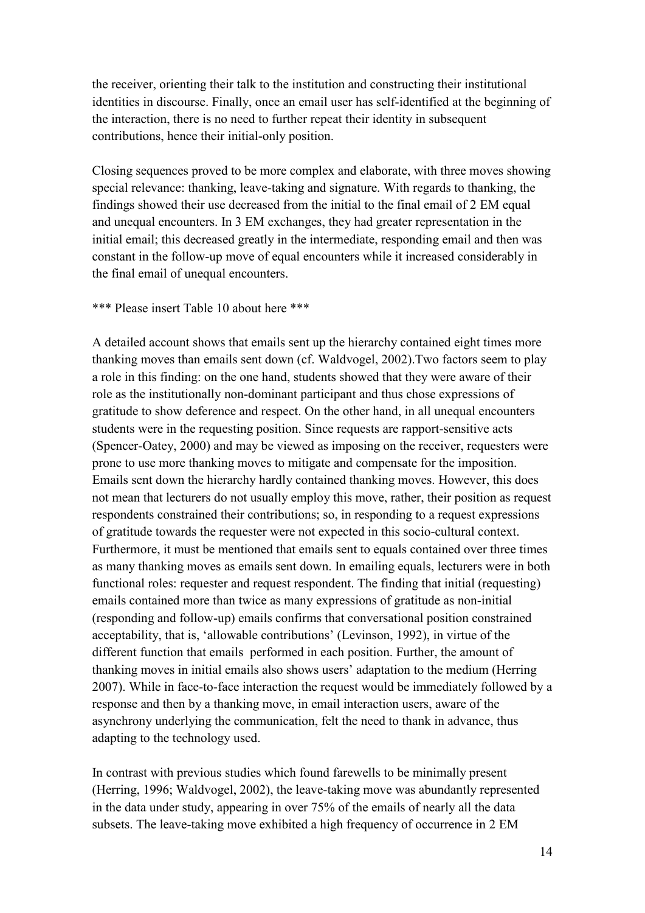the receiver, orienting their talk to the institution and constructing their institutional identities in discourse. Finally, once an email user has self-identified at the beginning of the interaction, there is no need to further repeat their identity in subsequent contributions, hence their initial-only position.

Closing sequences proved to be more complex and elaborate, with three moves showing special relevance: thanking, leave-taking and signature. With regards to thanking, the findings showed their use decreased from the initial to the final email of 2 EM equal and unequal encounters. In 3 EM exchanges, they had greater representation in the initial email; this decreased greatly in the intermediate, responding email and then was constant in the follow-up move of equal encounters while it increased considerably in the final email of unequal encounters.

*** Please insert Table 10 about here ***

A detailed account shows that emails sent up the hierarchy contained eight times more thanking moves than emails sent down (cf. Waldvogel, 2002).Two factors seem to play a role in this finding: on the one hand, students showed that they were aware of their role as the institutionally non-dominant participant and thus chose expressions of gratitude to show deference and respect. On the other hand, in all unequal encounters students were in the requesting position. Since requests are rapport-sensitive acts (Spencer-Oatey, 2000) and may be viewed as imposing on the receiver, requesters were prone to use more thanking moves to mitigate and compensate for the imposition. Emails sent down the hierarchy hardly contained thanking moves. However, this does not mean that lecturers do not usually employ this move, rather, their position as request respondents constrained their contributions; so, in responding to a request expressions of gratitude towards the requester were not expected in this socio-cultural context. Furthermore, it must be mentioned that emails sent to equals contained over three times as many thanking moves as emails sent down. In emailing equals, lecturers were in both functional roles: requester and request respondent. The finding that initial (requesting) emails contained more than twice as many expressions of gratitude as non-initial (responding and follow-up) emails confirms that conversational position constrained acceptability, that is, 'allowable contributions' (Levinson, 1992), in virtue of the different function that emails performed in each position. Further, the amount of thanking moves in initial emails also shows users' adaptation to the medium (Herring 2007). While in face-to-face interaction the request would be immediately followed by a response and then by a thanking move, in email interaction users, aware of the asynchrony underlying the communication, felt the need to thank in advance, thus adapting to the technology used.

In contrast with previous studies which found farewells to be minimally present (Herring, 1996; Waldvogel, 2002), the leave-taking move was abundantly represented in the data under study, appearing in over 75% of the emails of nearly all the data subsets. The leave-taking move exhibited a high frequency of occurrence in 2 EM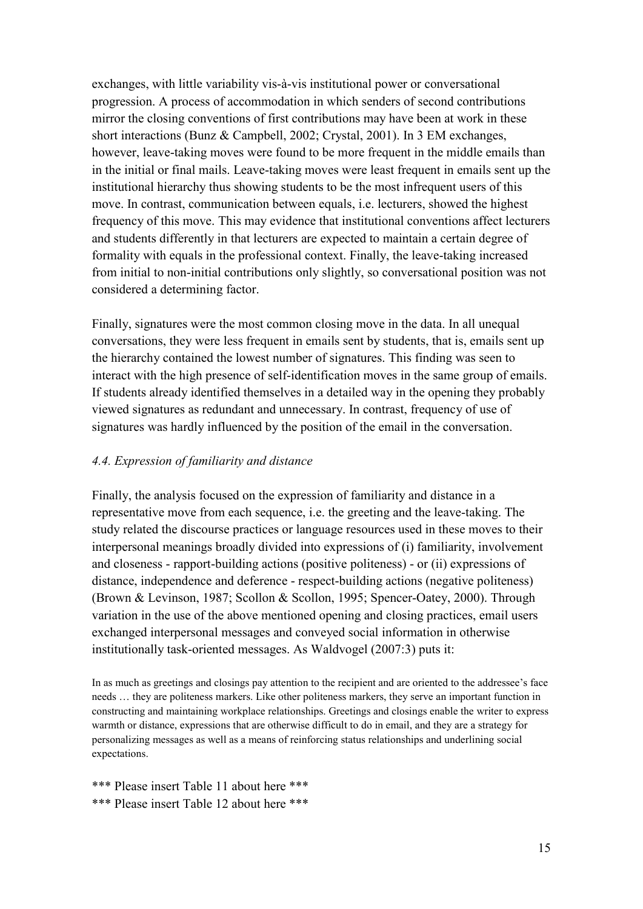exchanges, with little variability vis-à-vis institutional power or conversational progression. A process of accommodation in which senders of second contributions mirror the closing conventions of first contributions may have been at work in these short interactions (Bunz & Campbell, 2002; Crystal, 2001). In 3 EM exchanges, however, leave-taking moves were found to be more frequent in the middle emails than in the initial or final mails. Leave-taking moves were least frequent in emails sent up the institutional hierarchy thus showing students to be the most infrequent users of this move. In contrast, communication between equals, i.e. lecturers, showed the highest frequency of this move. This may evidence that institutional conventions affect lecturers and students differently in that lecturers are expected to maintain a certain degree of formality with equals in the professional context. Finally, the leave-taking increased from initial to non-initial contributions only slightly, so conversational position was not considered a determining factor.

Finally, signatures were the most common closing move in the data. In all unequal conversations, they were less frequent in emails sent by students, that is, emails sent up the hierarchy contained the lowest number of signatures. This finding was seen to interact with the high presence of self-identification moves in the same group of emails. If students already identified themselves in a detailed way in the opening they probably viewed signatures as redundant and unnecessary. In contrast, frequency of use of signatures was hardly influenced by the position of the email in the conversation.

### *4.4. Expression of familiarity and distance*

Finally, the analysis focused on the expression of familiarity and distance in a representative move from each sequence, i.e. the greeting and the leave-taking. The study related the discourse practices or language resources used in these moves to their interpersonal meanings broadly divided into expressions of (i) familiarity, involvement and closeness - rapport-building actions (positive politeness) - or (ii) expressions of distance, independence and deference - respect-building actions (negative politeness) (Brown & Levinson, 1987; Scollon & Scollon, 1995; Spencer-Oatey, 2000). Through variation in the use of the above mentioned opening and closing practices, email users exchanged interpersonal messages and conveyed social information in otherwise institutionally task-oriented messages. As Waldvogel (2007:3) puts it:

> In as much as greetings and closings pay attention to the recipient and are oriented to the addressee's face needs … they are politeness markers. Like other politeness markers, they serve an important function in constructing and maintaining workplace relationships. Greetings and closings enable the writer to express warmth or distance, expressions that are otherwise difficult to do in email, and they are a strategy for personalizing messages as well as a means of reinforcing status relationships and underlining social expectations.

*** Please insert Table 11 about here ***
*** Please insert Table 12 about here ***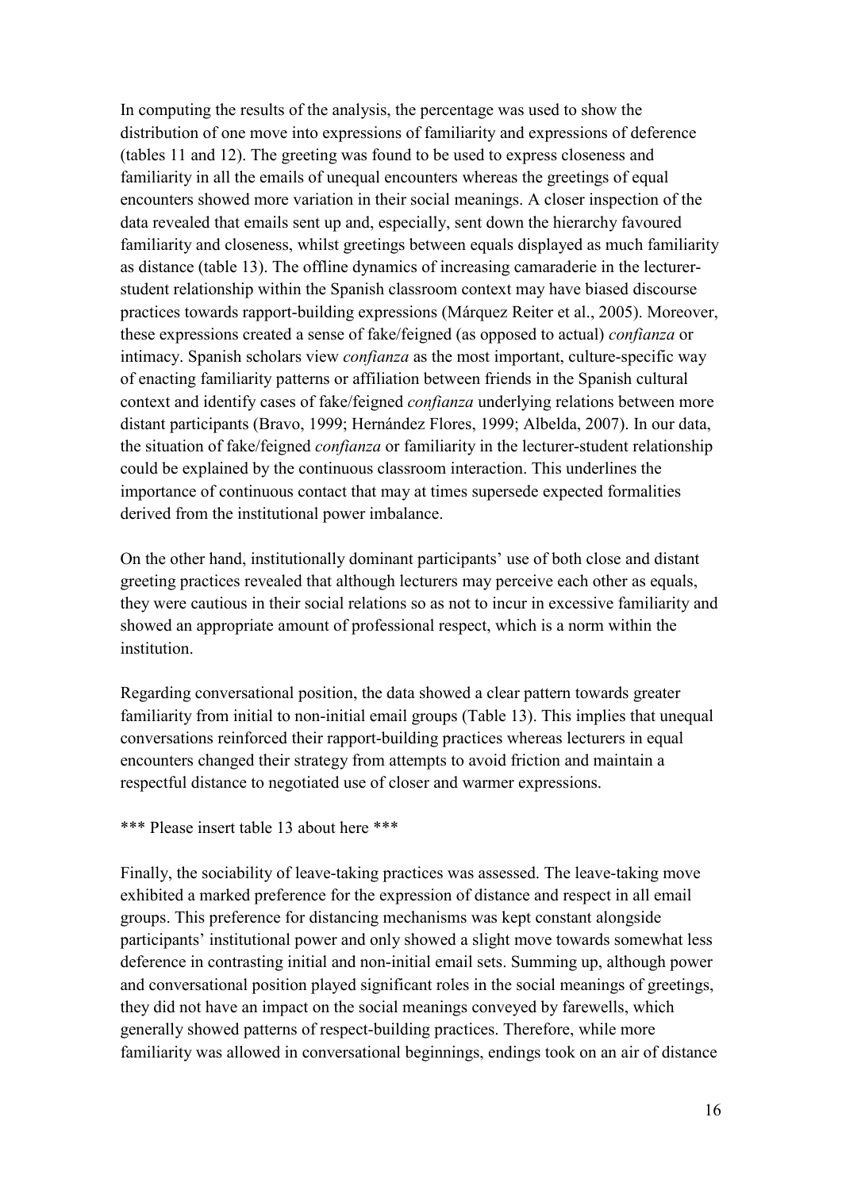In computing the results of the analysis, the percentage was used to show the distribution of one move into expressions of familiarity and expressions of deference (tables 11 and 12). The greeting was found to be used to express closeness and familiarity in all the emails of unequal encounters whereas the greetings of equal encounters showed more variation in their social meanings. A closer inspection of the data revealed that emails sent up and, especially, sent down the hierarchy favoured familiarity and closeness, whilst greetings between equals displayed as much familiarity as distance (table 13). The offline dynamics of increasing camaraderie in the lecturer-student relationship within the Spanish classroom context may have biased discourse practices towards rapport-building expressions (Márquez Reiter et al., 2005). Moreover, these expressions created a sense of fake/feigned (as opposed to actual) *confianza* or intimacy. Spanish scholars view *confianza* as the most important, culture-specific way of enacting familiarity patterns or affiliation between friends in the Spanish cultural context and identify cases of fake/feigned *confianza* underlying relations between more distant participants (Bravo, 1999; Hernández Flores, 1999; Albelda, 2007). In our data, the situation of fake/feigned *confianza* or familiarity in the lecturer-student relationship could be explained by the continuous classroom interaction. This underlines the importance of continuous contact that may at times supersede expected formalities derived from the institutional power imbalance.

On the other hand, institutionally dominant participants' use of both close and distant greeting practices revealed that although lecturers may perceive each other as equals, they were cautious in their social relations so as not to incur in excessive familiarity and showed an appropriate amount of professional respect, which is a norm within the institution.

Regarding conversational position, the data showed a clear pattern towards greater familiarity from initial to non-initial email groups (Table 13). This implies that unequal conversations reinforced their rapport-building practices whereas lecturers in equal encounters changed their strategy from attempts to avoid friction and maintain a respectful distance to negotiated use of closer and warmer expressions.

*** Please insert table 13 about here ***

Finally, the sociability of leave-taking practices was assessed. The leave-taking move exhibited a marked preference for the expression of distance and respect in all email groups. This preference for distancing mechanisms was kept constant alongside participants' institutional power and only showed a slight move towards somewhat less deference in contrasting initial and non-initial email sets. Summing up, although power and conversational position played significant roles in the social meanings of greetings, they did not have an impact on the social meanings conveyed by farewells, which generally showed patterns of respect-building practices. Therefore, while more familiarity was allowed in conversational beginnings, endings took on an air of distance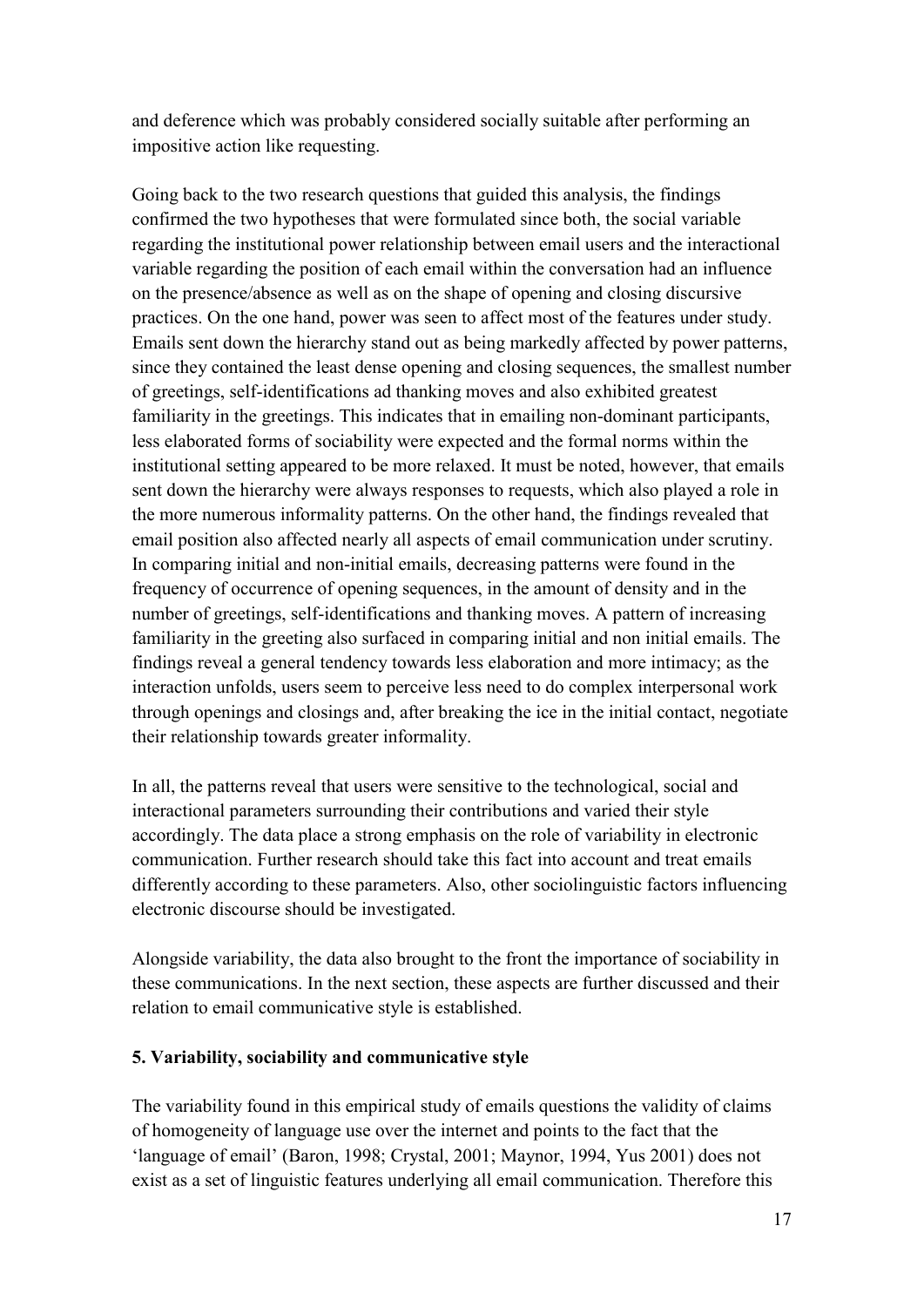and deference which was probably considered socially suitable after performing an impositive action like requesting.

Going back to the two research questions that guided this analysis, the findings confirmed the two hypotheses that were formulated since both, the social variable regarding the institutional power relationship between email users and the interactional variable regarding the position of each email within the conversation had an influence on the presence/absence as well as on the shape of opening and closing discursive practices. On the one hand, power was seen to affect most of the features under study. Emails sent down the hierarchy stand out as being markedly affected by power patterns, since they contained the least dense opening and closing sequences, the smallest number of greetings, self-identifications ad thanking moves and also exhibited greatest familiarity in the greetings. This indicates that in emailing non-dominant participants, less elaborated forms of sociability were expected and the formal norms within the institutional setting appeared to be more relaxed. It must be noted, however, that emails sent down the hierarchy were always responses to requests, which also played a role in the more numerous informality patterns. On the other hand, the findings revealed that email position also affected nearly all aspects of email communication under scrutiny. In comparing initial and non-initial emails, decreasing patterns were found in the frequency of occurrence of opening sequences, in the amount of density and in the number of greetings, self-identifications and thanking moves. A pattern of increasing familiarity in the greeting also surfaced in comparing initial and non initial emails. The findings reveal a general tendency towards less elaboration and more intimacy; as the interaction unfolds, users seem to perceive less need to do complex interpersonal work through openings and closings and, after breaking the ice in the initial contact, negotiate their relationship towards greater informality.

In all, the patterns reveal that users were sensitive to the technological, social and interactional parameters surrounding their contributions and varied their style accordingly. The data place a strong emphasis on the role of variability in electronic communication. Further research should take this fact into account and treat emails differently according to these parameters. Also, other sociolinguistic factors influencing electronic discourse should be investigated.

Alongside variability, the data also brought to the front the importance of sociability in these communications. In the next section, these aspects are further discussed and their relation to email communicative style is established.

## 5. Variability, sociability and communicative style

The variability found in this empirical study of emails questions the validity of claims of homogeneity of language use over the internet and points to the fact that the 'language of email' (Baron, 1998; Crystal, 2001; Maynor, 1994, Yus 2001) does not exist as a set of linguistic features underlying all email communication. Therefore this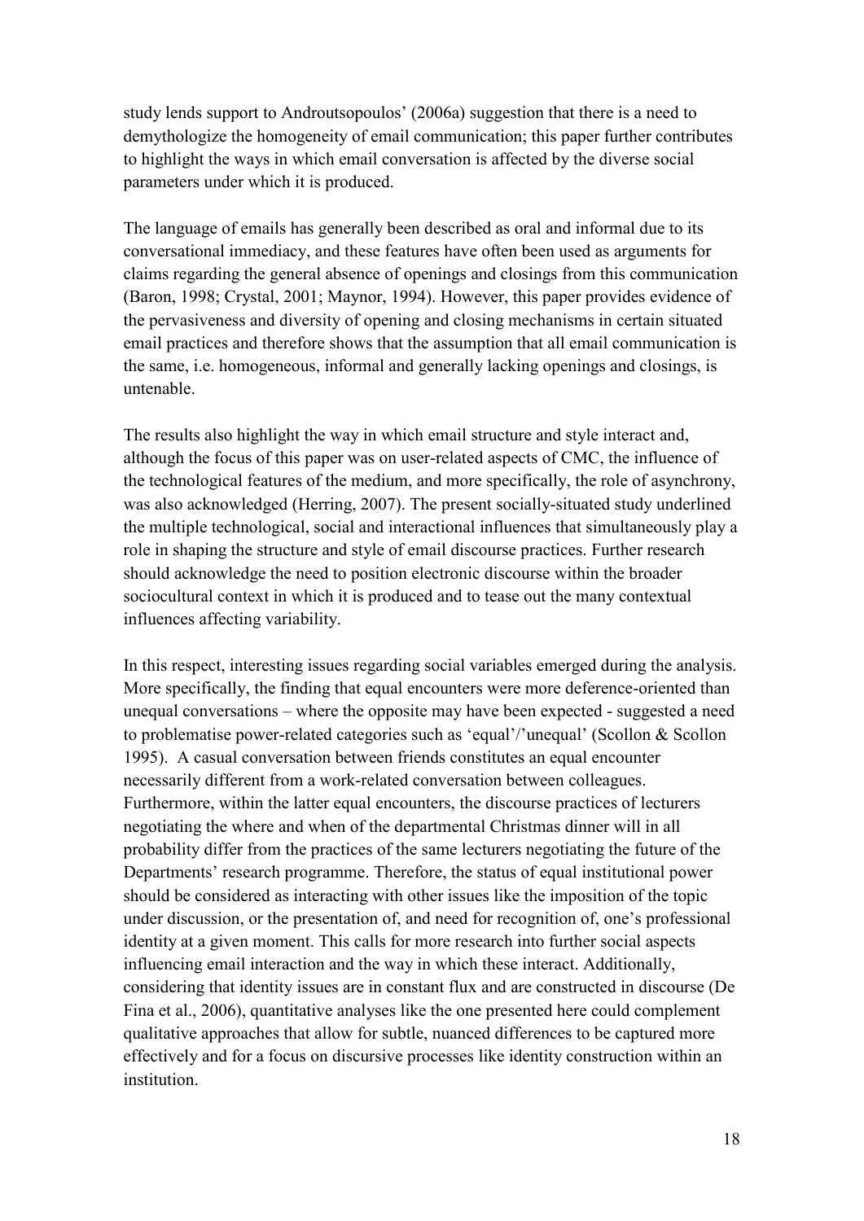study lends support to Androutsopoulos' (2006a) suggestion that there is a need to demythologize the homogeneity of email communication; this paper further contributes to highlight the ways in which email conversation is affected by the diverse social parameters under which it is produced.

The language of emails has generally been described as oral and informal due to its conversational immediacy, and these features have often been used as arguments for claims regarding the general absence of openings and closings from this communication (Baron, 1998; Crystal, 2001; Maynor, 1994). However, this paper provides evidence of the pervasiveness and diversity of opening and closing mechanisms in certain situated email practices and therefore shows that the assumption that all email communication is the same, i.e. homogeneous, informal and generally lacking openings and closings, is untenable.

The results also highlight the way in which email structure and style interact and, although the focus of this paper was on user-related aspects of CMC, the influence of the technological features of the medium, and more specifically, the role of asynchrony, was also acknowledged (Herring, 2007). The present socially-situated study underlined the multiple technological, social and interactional influences that simultaneously play a role in shaping the structure and style of email discourse practices. Further research should acknowledge the need to position electronic discourse within the broader sociocultural context in which it is produced and to tease out the many contextual influences affecting variability.

In this respect, interesting issues regarding social variables emerged during the analysis. More specifically, the finding that equal encounters were more deference-oriented than unequal conversations – where the opposite may have been expected - suggested a need to problematise power-related categories such as 'equal'/'unequal' (Scollon & Scollon 1995). A casual conversation between friends constitutes an equal encounter necessarily different from a work-related conversation between colleagues. Furthermore, within the latter equal encounters, the discourse practices of lecturers negotiating the where and when of the departmental Christmas dinner will in all probability differ from the practices of the same lecturers negotiating the future of the Departments' research programme. Therefore, the status of equal institutional power should be considered as interacting with other issues like the imposition of the topic under discussion, or the presentation of, and need for recognition of, one's professional identity at a given moment. This calls for more research into further social aspects influencing email interaction and the way in which these interact. Additionally, considering that identity issues are in constant flux and are constructed in discourse (De Fina et al., 2006), quantitative analyses like the one presented here could complement qualitative approaches that allow for subtle, nuanced differences to be captured more effectively and for a focus on discursive processes like identity construction within an institution.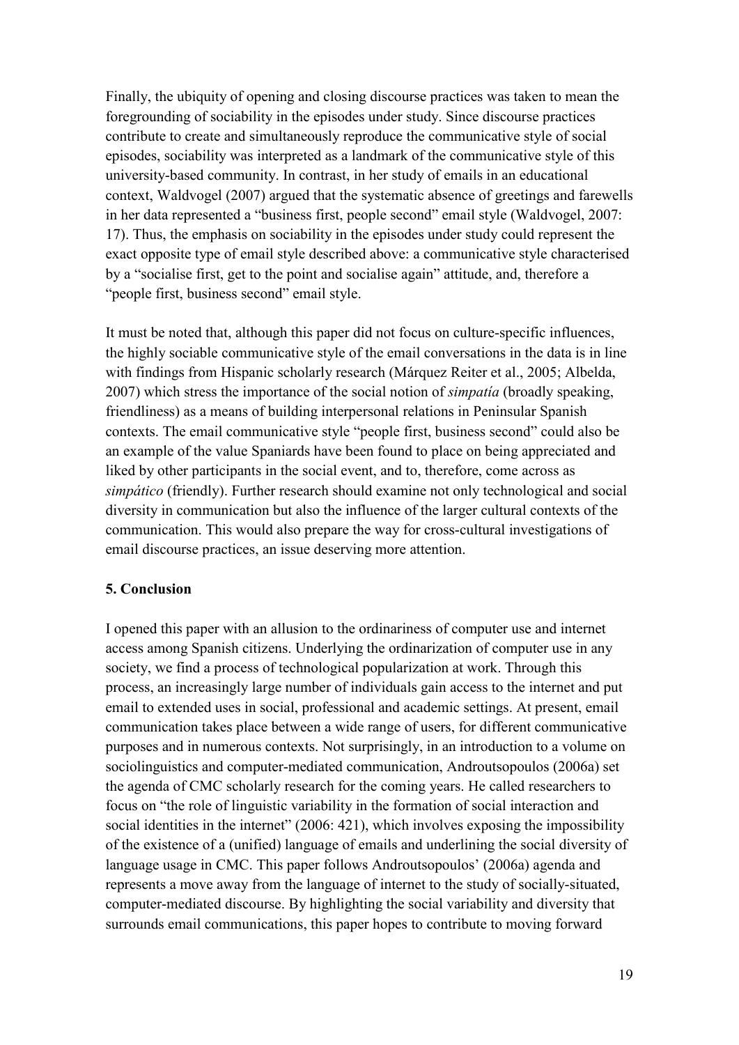Finally, the ubiquity of opening and closing discourse practices was taken to mean the foregrounding of sociability in the episodes under study. Since discourse practices contribute to create and simultaneously reproduce the communicative style of social episodes, sociability was interpreted as a landmark of the communicative style of this university-based community. In contrast, in her study of emails in an educational context, Waldvogel (2007) argued that the systematic absence of greetings and farewells in her data represented a "business first, people second" email style (Waldvogel, 2007: 17). Thus, the emphasis on sociability in the episodes under study could represent the exact opposite type of email style described above: a communicative style characterised by a "socialise first, get to the point and socialise again" attitude, and, therefore a "people first, business second" email style.

It must be noted that, although this paper did not focus on culture-specific influences, the highly sociable communicative style of the email conversations in the data is in line with findings from Hispanic scholarly research (Márquez Reiter et al., 2005; Albelda, 2007) which stress the importance of the social notion of *simpatía* (broadly speaking, friendliness) as a means of building interpersonal relations in Peninsular Spanish contexts. The email communicative style "people first, business second" could also be an example of the value Spaniards have been found to place on being appreciated and liked by other participants in the social event, and to, therefore, come across as *simpático* (friendly). Further research should examine not only technological and social diversity in communication but also the influence of the larger cultural contexts of the communication. This would also prepare the way for cross-cultural investigations of email discourse practices, an issue deserving more attention.

## 5. Conclusion

I opened this paper with an allusion to the ordinariness of computer use and internet access among Spanish citizens. Underlying the ordinarization of computer use in any society, we find a process of technological popularization at work. Through this process, an increasingly large number of individuals gain access to the internet and put email to extended uses in social, professional and academic settings. At present, email communication takes place between a wide range of users, for different communicative purposes and in numerous contexts. Not surprisingly, in an introduction to a volume on sociolinguistics and computer-mediated communication, Androutsopoulos (2006a) set the agenda of CMC scholarly research for the coming years. He called researchers to focus on "the role of linguistic variability in the formation of social interaction and social identities in the internet" (2006: 421), which involves exposing the impossibility of the existence of a (unified) language of emails and underlining the social diversity of language usage in CMC. This paper follows Androutsopoulos' (2006a) agenda and represents a move away from the language of internet to the study of socially-situated, computer-mediated discourse. By highlighting the social variability and diversity that surrounds email communications, this paper hopes to contribute to moving forward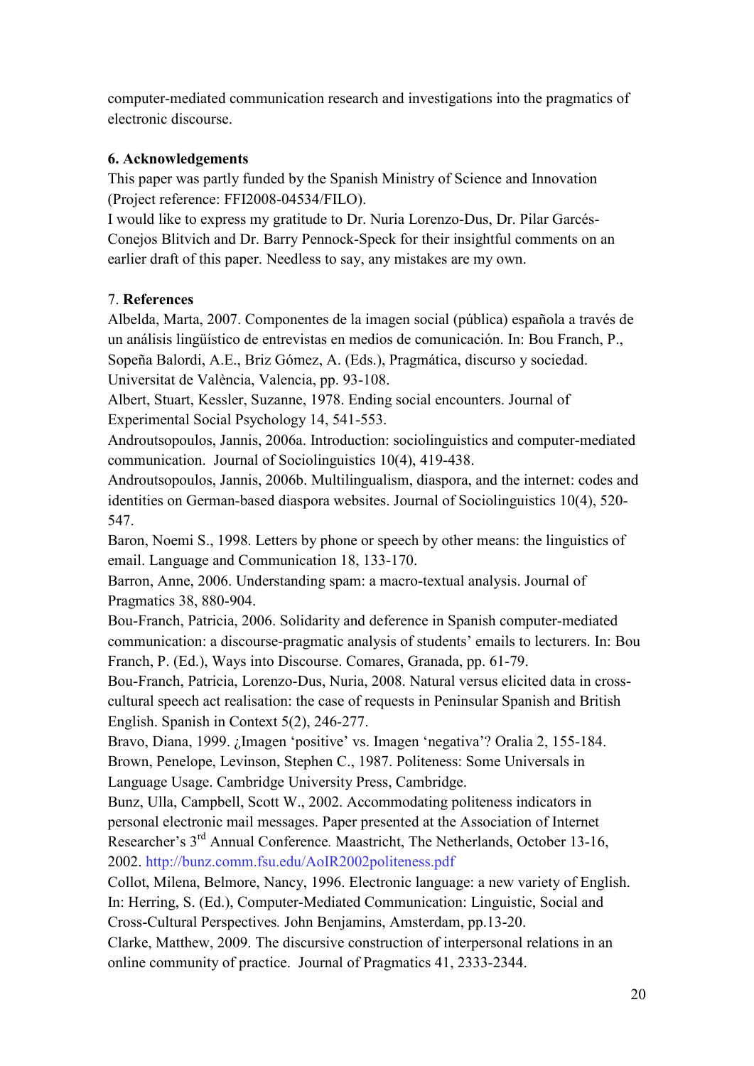computer-mediated communication research and investigations into the pragmatics of electronic discourse.

## 6. Acknowledgements

This paper was partly funded by the Spanish Ministry of Science and Innovation (Project reference: FFI2008-04534/FILO).

I would like to express my gratitude to Dr. Nuria Lorenzo-Dus, Dr. Pilar Garcés-Conejos Blitvich and Dr. Barry Pennock-Speck for their insightful comments on an earlier draft of this paper. Needless to say, any mistakes are my own.

## 7. References

Albelda, Marta, 2007. Componentes de la imagen social (pública) española a través de un análisis lingüístico de entrevistas en medios de comunicación. In: Bou Franch, P., Sopeña Balordi, A.E., Briz Gómez, A. (Eds.), Pragmática, discurso y sociedad. Universitat de València, Valencia, pp. 93-108.

Albert, Stuart, Kessler, Suzanne, 1978. Ending social encounters. Journal of Experimental Social Psychology 14, 541-553.

Androutsopoulos, Jannis, 2006a. Introduction: sociolinguistics and computer-mediated communication. Journal of Sociolinguistics 10(4), 419-438.

Androutsopoulos, Jannis, 2006b. Multilingualism, diaspora, and the internet: codes and identities on German-based diaspora websites. Journal of Sociolinguistics 10(4), 520-547.

Baron, Noemi S., 1998. Letters by phone or speech by other means: the linguistics of email. Language and Communication 18, 133-170.

Barron, Anne, 2006. Understanding spam: a macro-textual analysis. Journal of Pragmatics 38, 880-904.

Bou-Franch, Patricia, 2006. Solidarity and deference in Spanish computer-mediated communication: a discourse-pragmatic analysis of students' emails to lecturers. In: Bou Franch, P. (Ed.), Ways into Discourse. Comares, Granada, pp. 61-79.

Bou-Franch, Patricia, Lorenzo-Dus, Nuria, 2008. Natural versus elicited data in cross-cultural speech act realisation: the case of requests in Peninsular Spanish and British English. Spanish in Context 5(2), 246-277.

Bravo, Diana, 1999. ¿Imagen 'positive' vs. Imagen 'negativa'? Oralia 2, 155-184.

Brown, Penelope, Levinson, Stephen C., 1987. Politeness: Some Universals in Language Usage. Cambridge University Press, Cambridge.

Bunz, Ulla, Campbell, Scott W., 2002. Accommodating politeness indicators in personal electronic mail messages. Paper presented at the Association of Internet Researcher's 3rd Annual Conference. Maastricht, The Netherlands, October 13-16, 2002. http://bunz.comm.fsu.edu/AoIR2002politeness.pdf

Collot, Milena, Belmore, Nancy, 1996. Electronic language: a new variety of English. In: Herring, S. (Ed.), Computer-Mediated Communication: Linguistic, Social and Cross-Cultural Perspectives. John Benjamins, Amsterdam, pp.13-20.

Clarke, Matthew, 2009. The discursive construction of interpersonal relations in an online community of practice. Journal of Pragmatics 41, 2333-2344.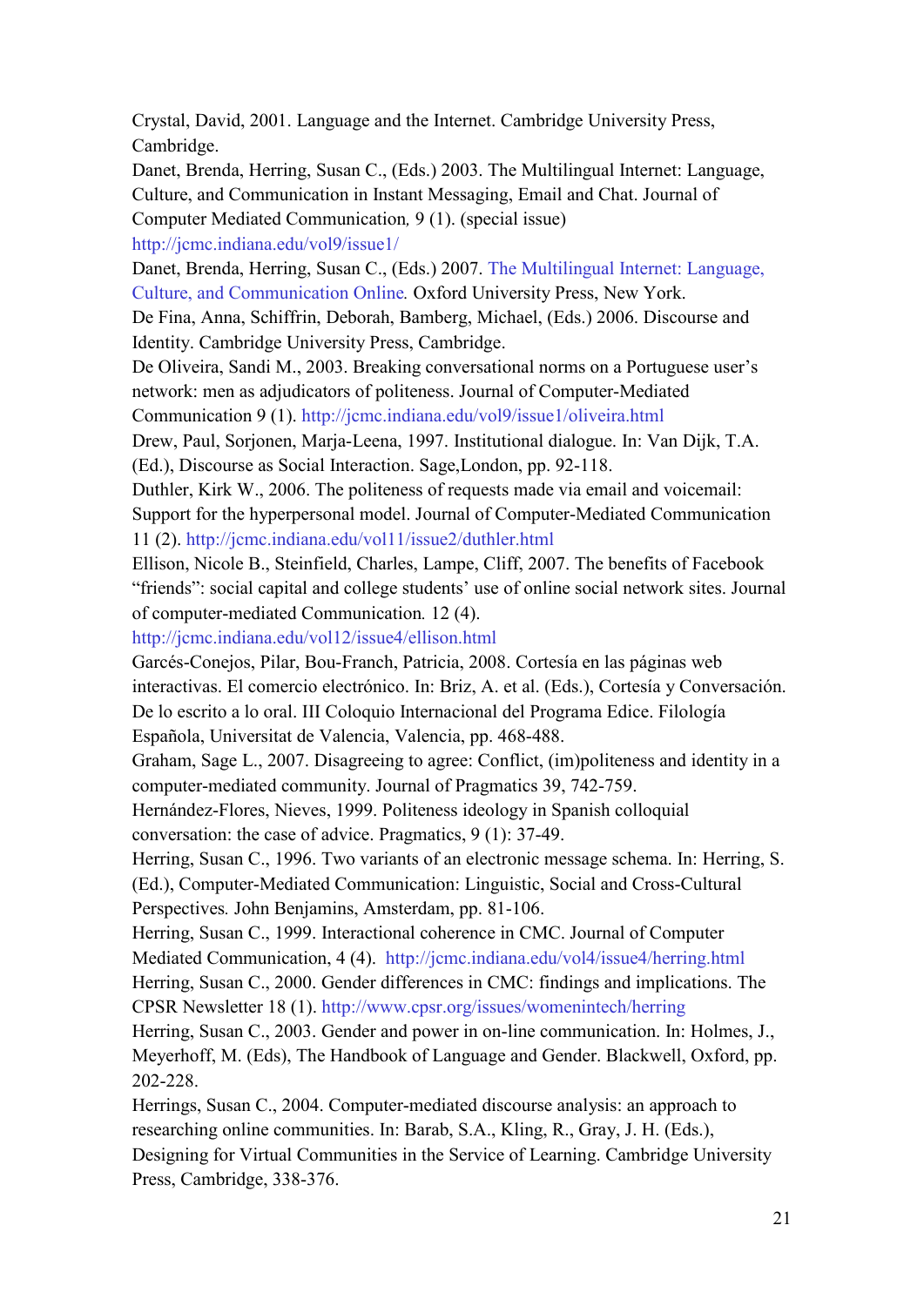Crystal, David, 2001. Language and the Internet. Cambridge University Press, Cambridge.

Danet, Brenda, Herring, Susan C., (Eds.) 2003. The Multilingual Internet: Language, Culture, and Communication in Instant Messaging, Email and Chat. Journal of Computer Mediated Communication*,* 9 (1). (special issue) http://jcmc.indiana.edu/vol9/issue1/

Danet, Brenda, Herring, Susan C., (Eds.) 2007. The Multilingual Internet: Language, Culture, and Communication Online*.* Oxford University Press, New York.

De Fina, Anna, Schiffrin, Deborah, Bamberg, Michael, (Eds.) 2006. Discourse and Identity. Cambridge University Press, Cambridge.

De Oliveira, Sandi M., 2003. Breaking conversational norms on a Portuguese user's network: men as adjudicators of politeness. Journal of Computer-Mediated Communication 9 (1). http://jcmc.indiana.edu/vol9/issue1/oliveira.html

Drew, Paul, Sorjonen, Marja-Leena, 1997. Institutional dialogue. In: Van Dijk, T.A. (Ed.), Discourse as Social Interaction. Sage,London, pp. 92-118.

Duthler, Kirk W., 2006. The politeness of requests made via email and voicemail: Support for the hyperpersonal model. Journal of Computer-Mediated Communication 11 (2). http://jcmc.indiana.edu/vol11/issue2/duthler.html

Ellison, Nicole B., Steinfield, Charles, Lampe, Cliff, 2007. The benefits of Facebook "friends": social capital and college students' use of online social network sites. Journal of computer-mediated Communication*.* 12 (4). http://jcmc.indiana.edu/vol12/issue4/ellison.html

Garcés-Conejos, Pilar, Bou-Franch, Patricia, 2008. Cortesía en las páginas web interactivas. El comercio electrónico. In: Briz, A. et al. (Eds.), Cortesía y Conversación. De lo escrito a lo oral. III Coloquio Internacional del Programa Edice. Filología Española, Universitat de Valencia, Valencia, pp. 468-488.

Graham, Sage L., 2007. Disagreeing to agree: Conflict, (im)politeness and identity in a computer-mediated community. Journal of Pragmatics 39, 742-759.

Hernández-Flores, Nieves, 1999. Politeness ideology in Spanish colloquial conversation: the case of advice. Pragmatics, 9 (1): 37-49.

Herring, Susan C., 1996. Two variants of an electronic message schema. In: Herring, S. (Ed.), Computer-Mediated Communication: Linguistic, Social and Cross-Cultural Perspectives*.* John Benjamins, Amsterdam, pp. 81-106.

Herring, Susan C., 1999. Interactional coherence in CMC. Journal of Computer Mediated Communication, 4 (4). http://jcmc.indiana.edu/vol4/issue4/herring.html

Herring, Susan C., 2000. Gender differences in CMC: findings and implications. The CPSR Newsletter 18 (1). http://www.cpsr.org/issues/womenintech/herring

Herring, Susan C., 2003. Gender and power in on-line communication. In: Holmes, J., Meyerhoff, M. (Eds), The Handbook of Language and Gender. Blackwell, Oxford, pp. 202-228.

Herrings, Susan C., 2004. Computer-mediated discourse analysis: an approach to researching online communities. In: Barab, S.A., Kling, R., Gray, J. H. (Eds.), Designing for Virtual Communities in the Service of Learning. Cambridge University Press, Cambridge, 338-376.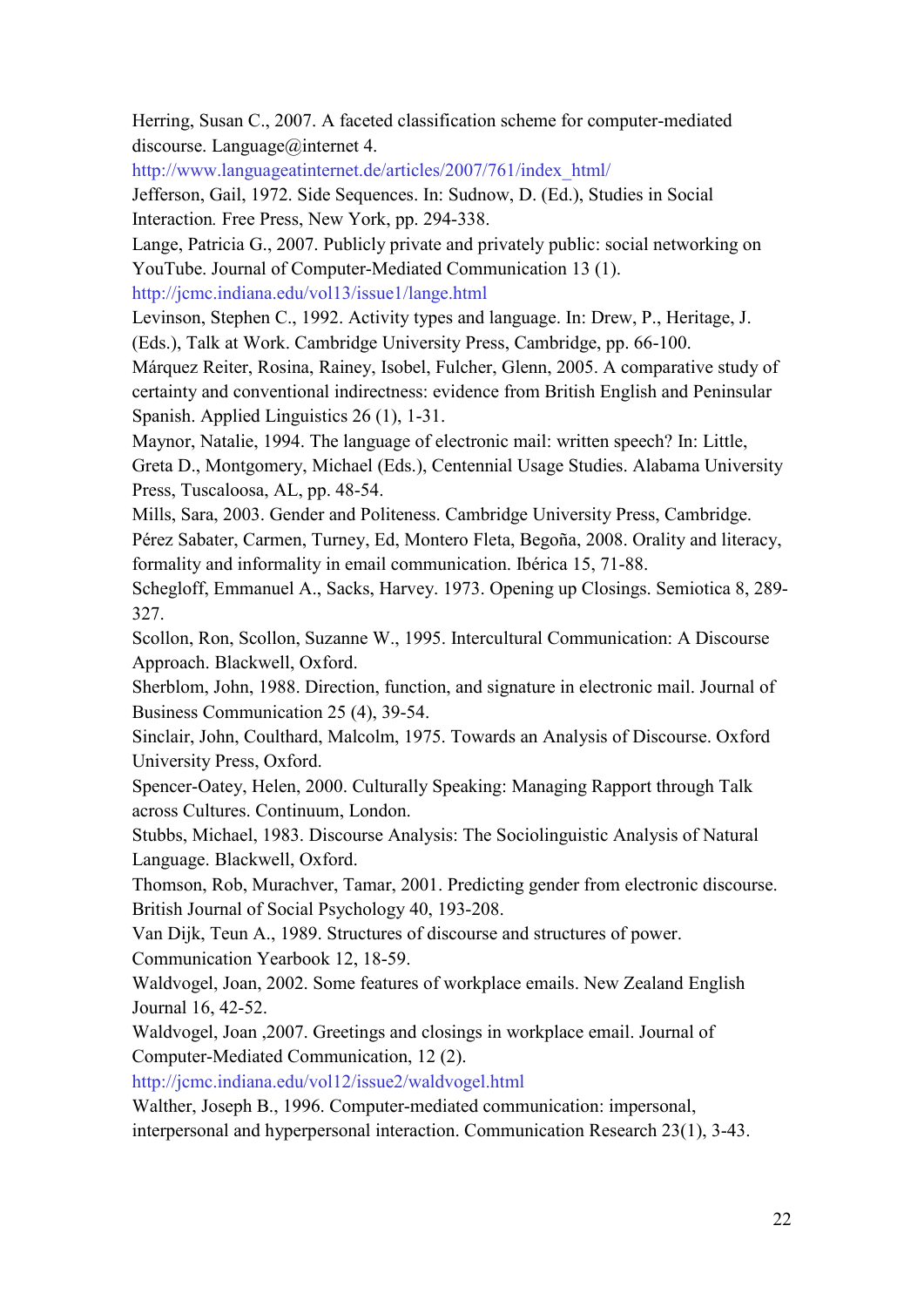Herring, Susan C., 2007. A faceted classification scheme for computer-mediated discourse. Language@internet 4.
http://www.languageatinternet.de/articles/2007/761/index_html/

Jefferson, Gail, 1972. Side Sequences. In: Sudnow, D. (Ed.), Studies in Social Interaction. Free Press, New York, pp. 294-338.

Lange, Patricia G., 2007. Publicly private and privately public: social networking on YouTube. Journal of Computer-Mediated Communication 13 (1).
http://jcmc.indiana.edu/vol13/issue1/lange.html

Levinson, Stephen C., 1992. Activity types and language. In: Drew, P., Heritage, J. (Eds.), Talk at Work. Cambridge University Press, Cambridge, pp. 66-100.

Márquez Reiter, Rosina, Rainey, Isobel, Fulcher, Glenn, 2005. A comparative study of certainty and conventional indirectness: evidence from British English and Peninsular Spanish. Applied Linguistics 26 (1), 1-31.

Maynor, Natalie, 1994. The language of electronic mail: written speech? In: Little, Greta D., Montgomery, Michael (Eds.), Centennial Usage Studies. Alabama University Press, Tuscaloosa, AL, pp. 48-54.

Mills, Sara, 2003. Gender and Politeness. Cambridge University Press, Cambridge.

Pérez Sabater, Carmen, Turney, Ed, Montero Fleta, Begoña, 2008. Orality and literacy, formality and informality in email communication. Ibérica 15, 71-88.

Schegloff, Emmanuel A., Sacks, Harvey. 1973. Opening up Closings. Semiotica 8, 289-327.

Scollon, Ron, Scollon, Suzanne W., 1995. Intercultural Communication: A Discourse Approach. Blackwell, Oxford.

Sherblom, John, 1988. Direction, function, and signature in electronic mail. Journal of Business Communication 25 (4), 39-54.

Sinclair, John, Coulthard, Malcolm, 1975. Towards an Analysis of Discourse. Oxford University Press, Oxford.

Spencer-Oatey, Helen, 2000. Culturally Speaking: Managing Rapport through Talk across Cultures. Continuum, London.

Stubbs, Michael, 1983. Discourse Analysis: The Sociolinguistic Analysis of Natural Language. Blackwell, Oxford.

Thomson, Rob, Murachver, Tamar, 2001. Predicting gender from electronic discourse. British Journal of Social Psychology 40, 193-208.

Van Dijk, Teun A., 1989. Structures of discourse and structures of power. Communication Yearbook 12, 18-59.

Waldvogel, Joan, 2002. Some features of workplace emails. New Zealand English Journal 16, 42-52.

Waldvogel, Joan ,2007. Greetings and closings in workplace email. Journal of Computer-Mediated Communication, 12 (2).
http://jcmc.indiana.edu/vol12/issue2/waldvogel.html

Walther, Joseph B., 1996. Computer-mediated communication: impersonal, interpersonal and hyperpersonal interaction. Communication Research 23(1), 3-43.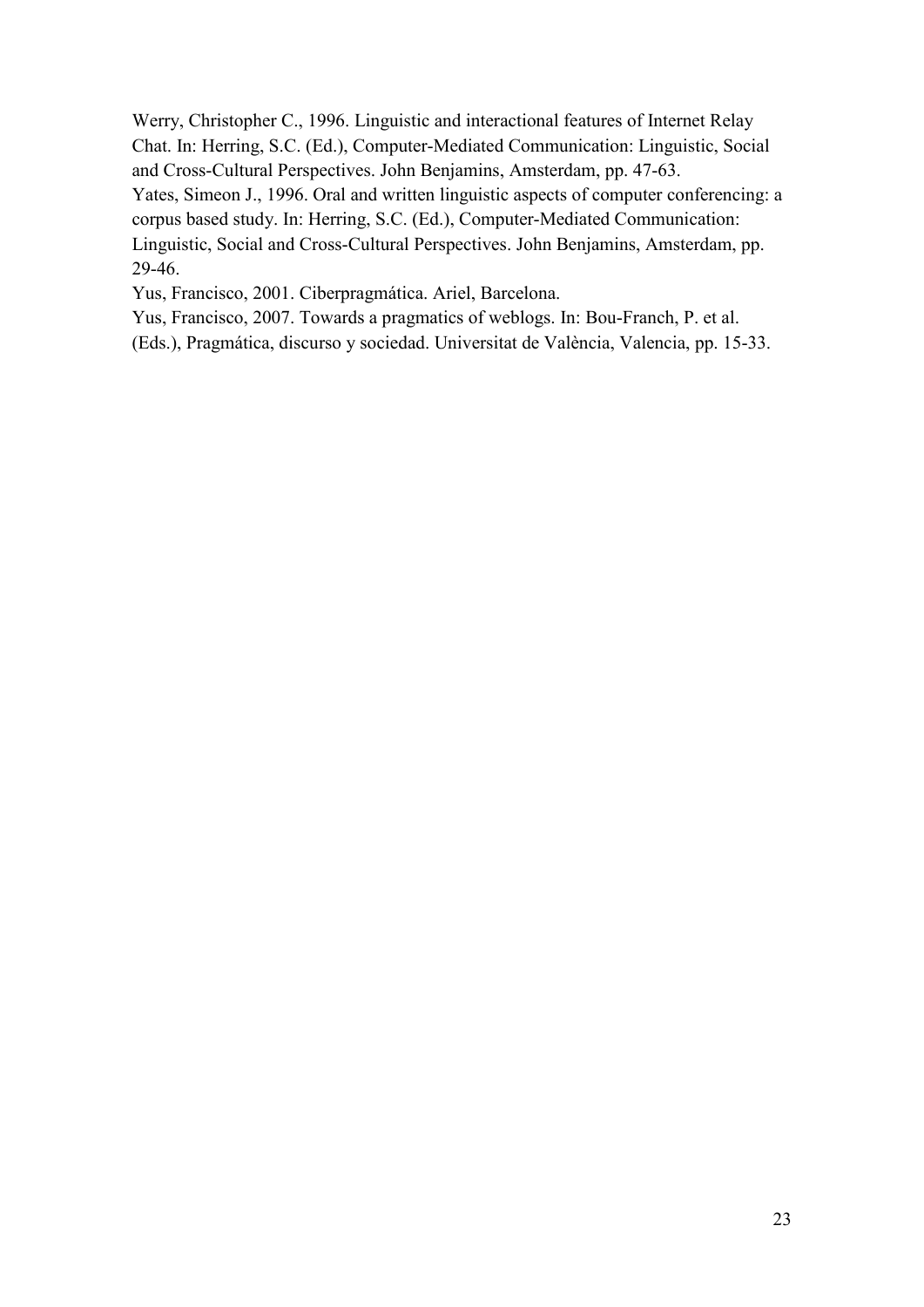Werry, Christopher C., 1996. Linguistic and interactional features of Internet Relay Chat. In: Herring, S.C. (Ed.), Computer-Mediated Communication: Linguistic, Social and Cross-Cultural Perspectives. John Benjamins, Amsterdam, pp. 47-63.

Yates, Simeon J., 1996. Oral and written linguistic aspects of computer conferencing: a corpus based study. In: Herring, S.C. (Ed.), Computer-Mediated Communication: Linguistic, Social and Cross-Cultural Perspectives. John Benjamins, Amsterdam, pp. 29-46.

Yus, Francisco, 2001. Ciberpragmática. Ariel, Barcelona.

Yus, Francisco, 2007. Towards a pragmatics of weblogs. In: Bou-Franch, P. et al. (Eds.), Pragmática, discurso y sociedad. Universitat de València, Valencia, pp. 15-33.